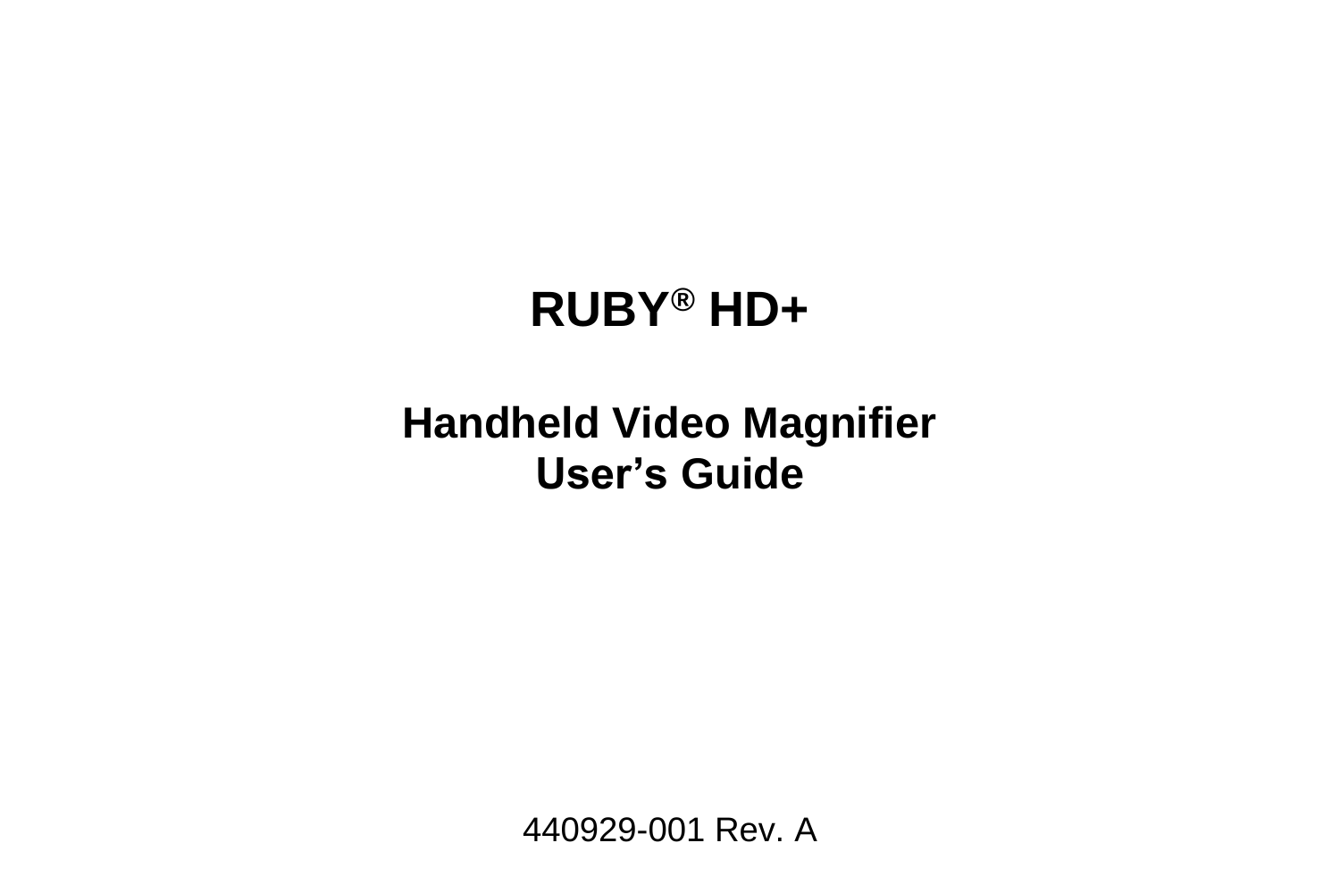# RUBY® HD+

## Handheld Video Magnifier
## User's Guide

440929-001 Rev. A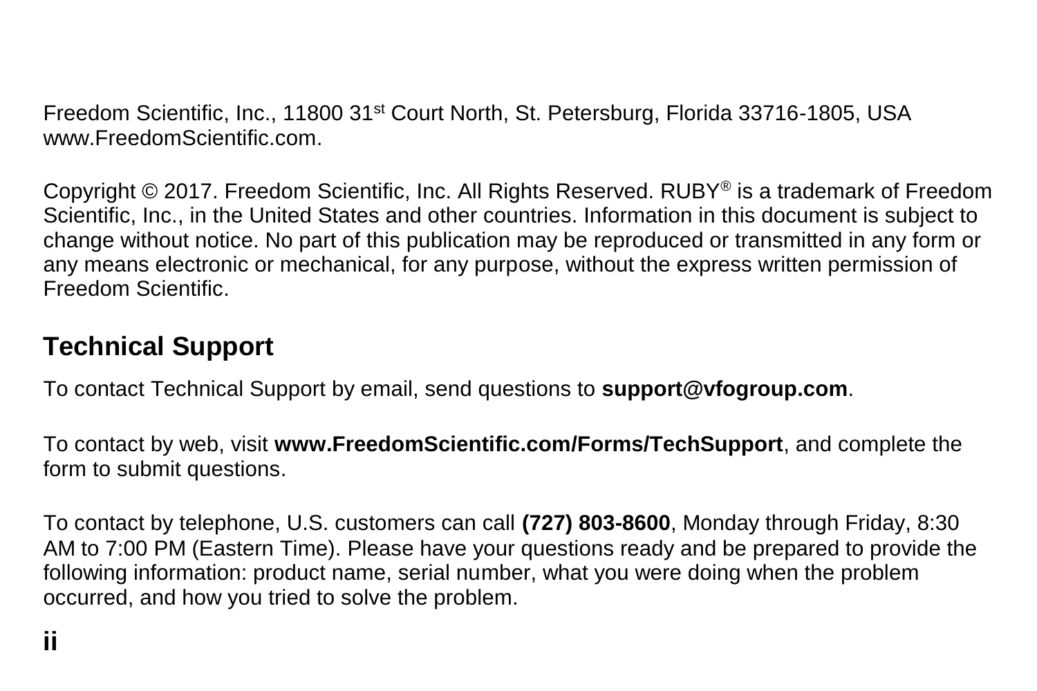Freedom Scientific, Inc., 11800 31st Court North, St. Petersburg, Florida 33716-1805, USA www.FreedomScientific.com.

Copyright © 2017. Freedom Scientific, Inc. All Rights Reserved. RUBY® is a trademark of Freedom Scientific, Inc., in the United States and other countries. Information in this document is subject to change without notice. No part of this publication may be reproduced or transmitted in any form or any means electronic or mechanical, for any purpose, without the express written permission of Freedom Scientific.

## Technical Support

To contact Technical Support by email, send questions to **support@vfogroup.com**.

To contact by web, visit **www.FreedomScientific.com/Forms/TechSupport**, and complete the form to submit questions.

To contact by telephone, U.S. customers can call **(727) 803-8600**, Monday through Friday, 8:30 AM to 7:00 PM (Eastern Time). Please have your questions ready and be prepared to provide the following information: product name, serial number, what you were doing when the problem occurred, and how you tried to solve the problem.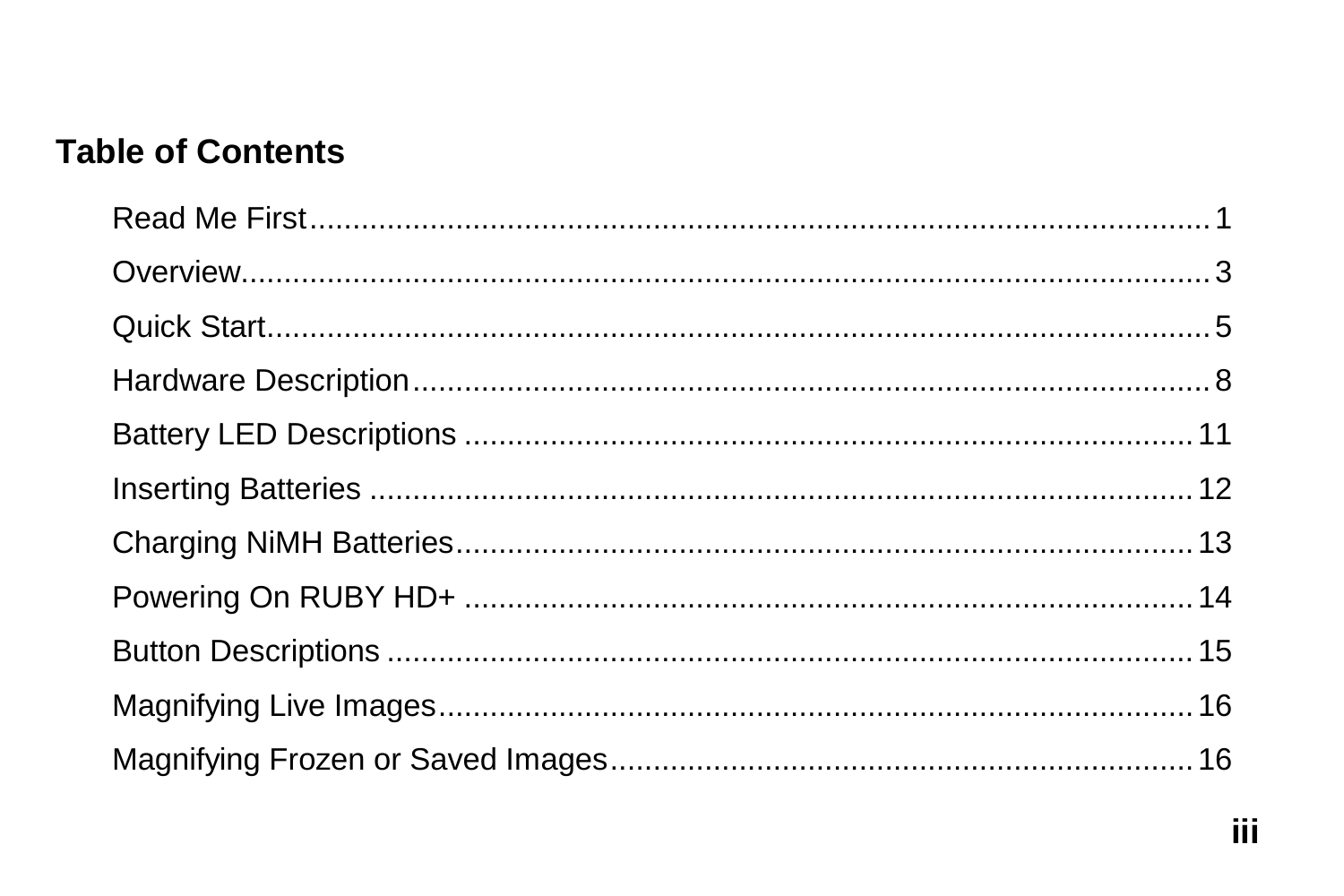## Table of Contents

| | |
|---|---|
| Read Me First | 1 |
| Overview | 3 |
| Quick Start | 5 |
| Hardware Description | 8 |
| Battery LED Descriptions | 11 |
| Inserting Batteries | 12 |
| Charging NiMH Batteries | 13 |
| Powering On RUBY HD+ | 14 |
| Button Descriptions | 15 |
| Magnifying Live Images | 16 |
| Magnifying Frozen or Saved Images | 16 |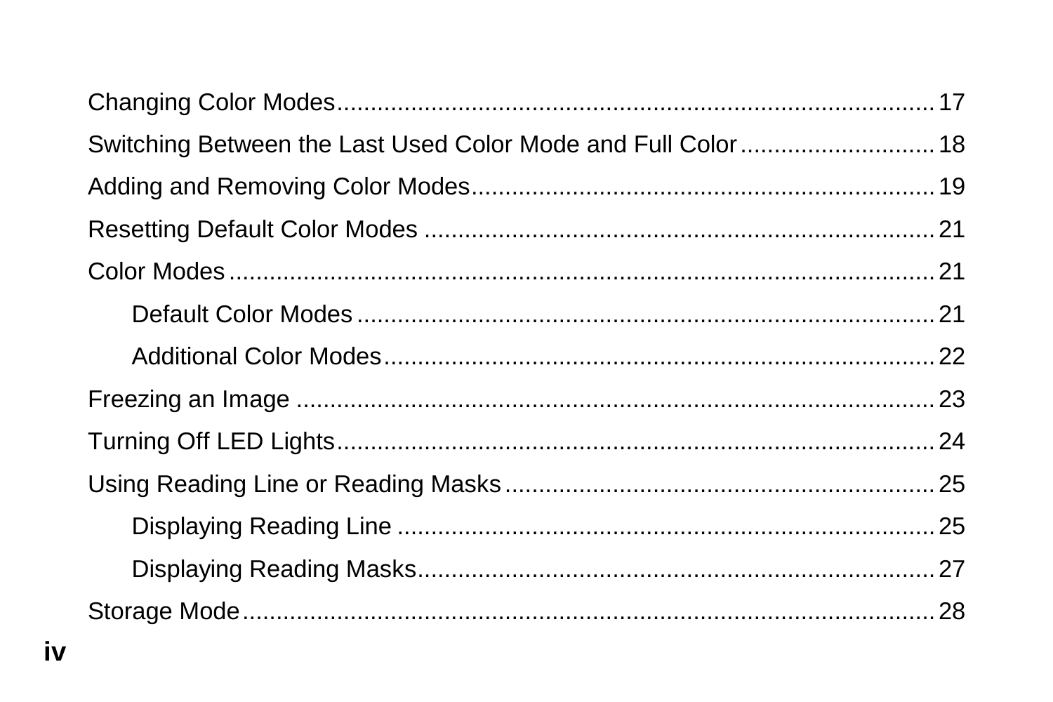Changing Color Modes .......................................................................... 17

Switching Between the Last Used Color Mode and Full Color ............................ 18

Adding and Removing Color Modes ...................................................... 19

Resetting Default Color Modes ............................................................. 21

Color Modes .......................................................................................... 21

    Default Color Modes ........................................................................ 21

    Additional Color Modes .................................................................... 22

Freezing an Image ................................................................................. 23

Turning Off LED Lights .......................................................................... 24

Using Reading Line or Reading Masks ................................................ 25

    Displaying Reading Line .................................................................. 25

    Displaying Reading Masks ............................................................... 27

Storage Mode ......................................................................................... 28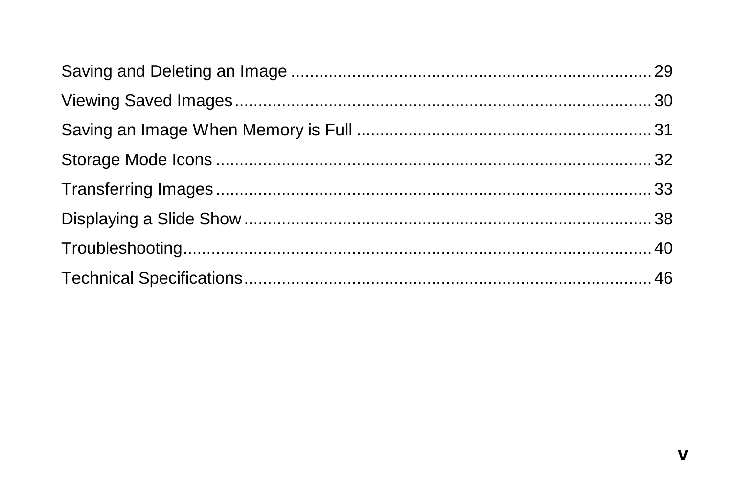Saving and Deleting an Image ........................................................................ 29

Viewing Saved Images.................................................................................. 30

Saving an Image When Memory is Full ....................................................... 31

Storage Mode Icons ..................................................................................... 32

Transferring Images...................................................................................... 33

Displaying a Slide Show ............................................................................... 38

Troubleshooting............................................................................................ 40

Technical Specifications............................................................................... 46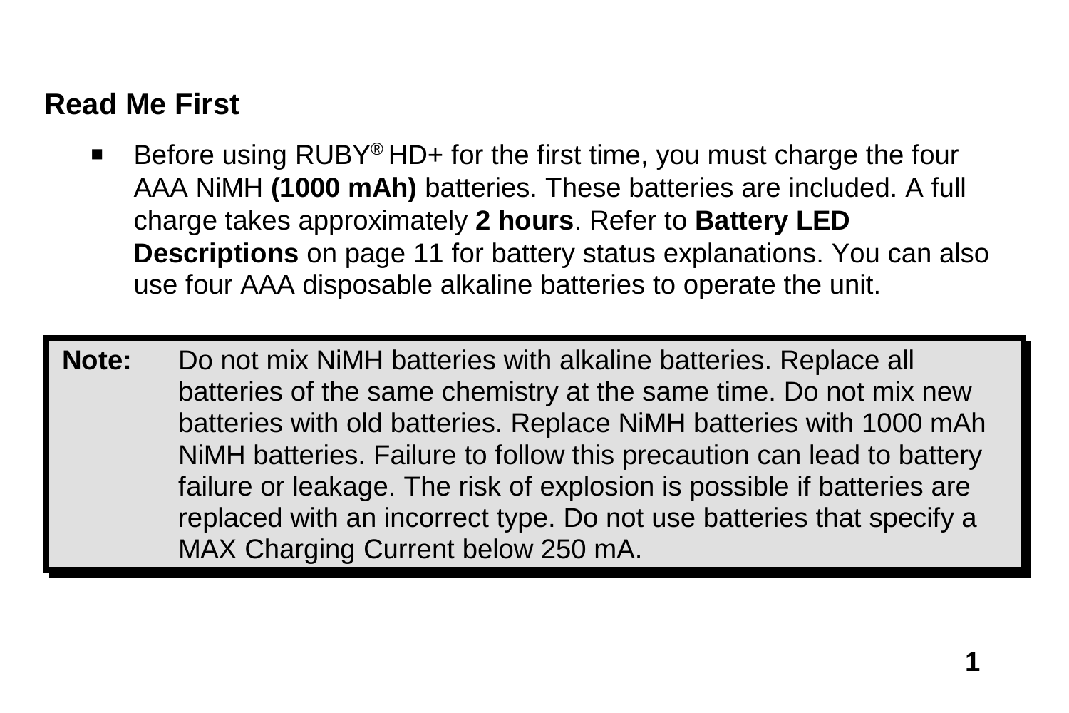## Read Me First

- Before using RUBY® HD+ for the first time, you must charge the four AAA NiMH **(1000 mAh)** batteries. These batteries are included. A full charge takes approximately **2 hours**. Refer to **Battery LED Descriptions** on page 11 for battery status explanations. You can also use four AAA disposable alkaline batteries to operate the unit.

> **Note:** Do not mix NiMH batteries with alkaline batteries. Replace all batteries of the same chemistry at the same time. Do not mix new batteries with old batteries. Replace NiMH batteries with 1000 mAh NiMH batteries. Failure to follow this precaution can lead to battery failure or leakage. The risk of explosion is possible if batteries are replaced with an incorrect type. Do not use batteries that specify a MAX Charging Current below 250 mA.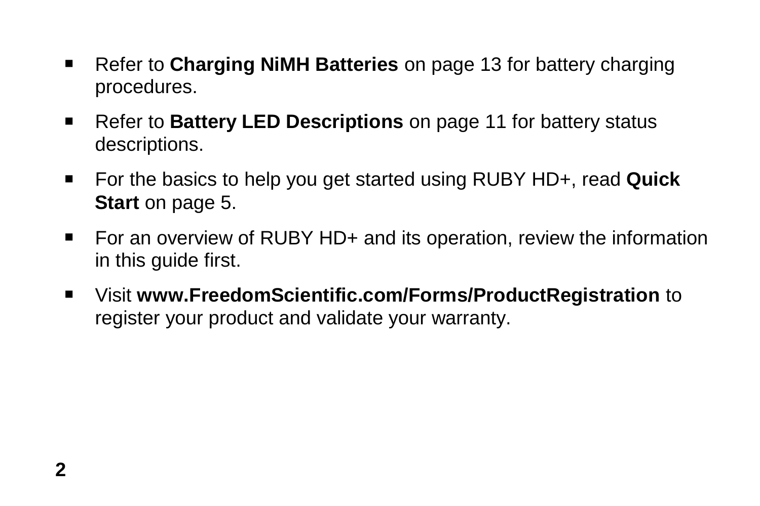- Refer to **Charging NiMH Batteries** on page 13 for battery charging procedures.
- Refer to **Battery LED Descriptions** on page 11 for battery status descriptions.
- For the basics to help you get started using RUBY HD+, read **Quick Start** on page 5.
- For an overview of RUBY HD+ and its operation, review the information in this guide first.
- Visit **www.FreedomScientific.com/Forms/ProductRegistration** to register your product and validate your warranty.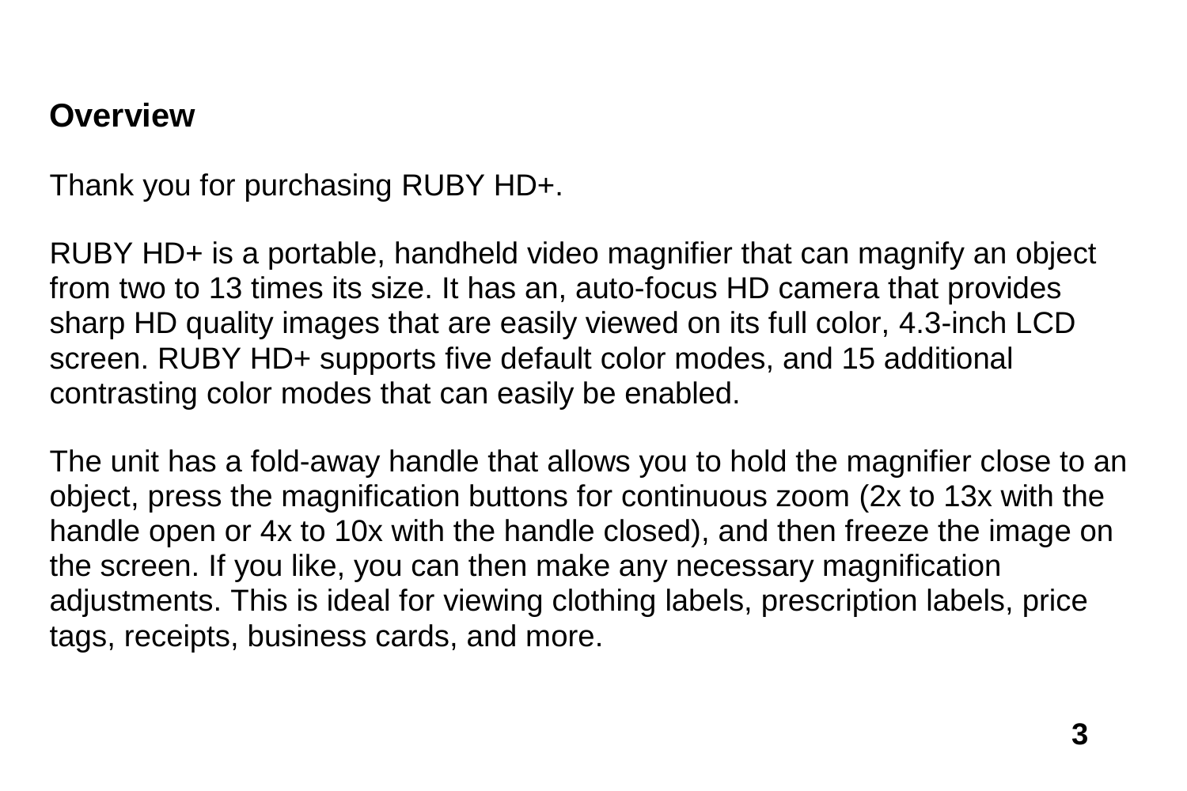## Overview

Thank you for purchasing RUBY HD+.

RUBY HD+ is a portable, handheld video magnifier that can magnify an object from two to 13 times its size. It has an, auto-focus HD camera that provides sharp HD quality images that are easily viewed on its full color, 4.3-inch LCD screen. RUBY HD+ supports five default color modes, and 15 additional contrasting color modes that can easily be enabled.

The unit has a fold-away handle that allows you to hold the magnifier close to an object, press the magnification buttons for continuous zoom (2x to 13x with the handle open or 4x to 10x with the handle closed), and then freeze the image on the screen. If you like, you can then make any necessary magnification adjustments. This is ideal for viewing clothing labels, prescription labels, price tags, receipts, business cards, and more.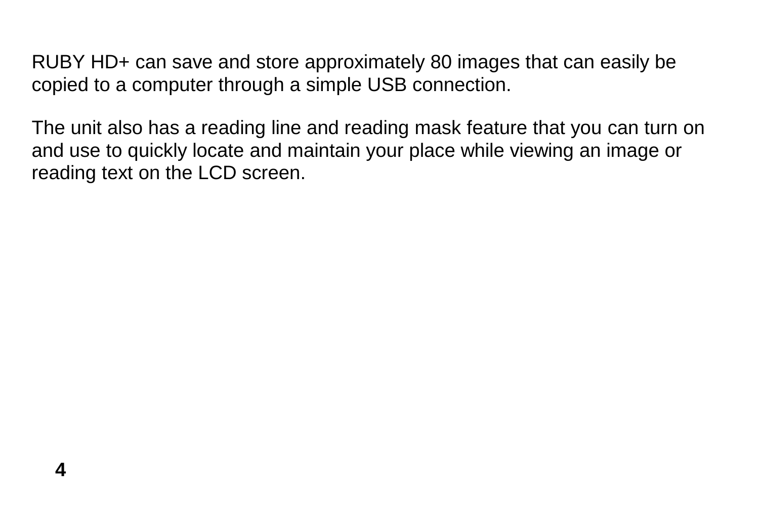RUBY HD+ can save and store approximately 80 images that can easily be copied to a computer through a simple USB connection.

The unit also has a reading line and reading mask feature that you can turn on and use to quickly locate and maintain your place while viewing an image or reading text on the LCD screen.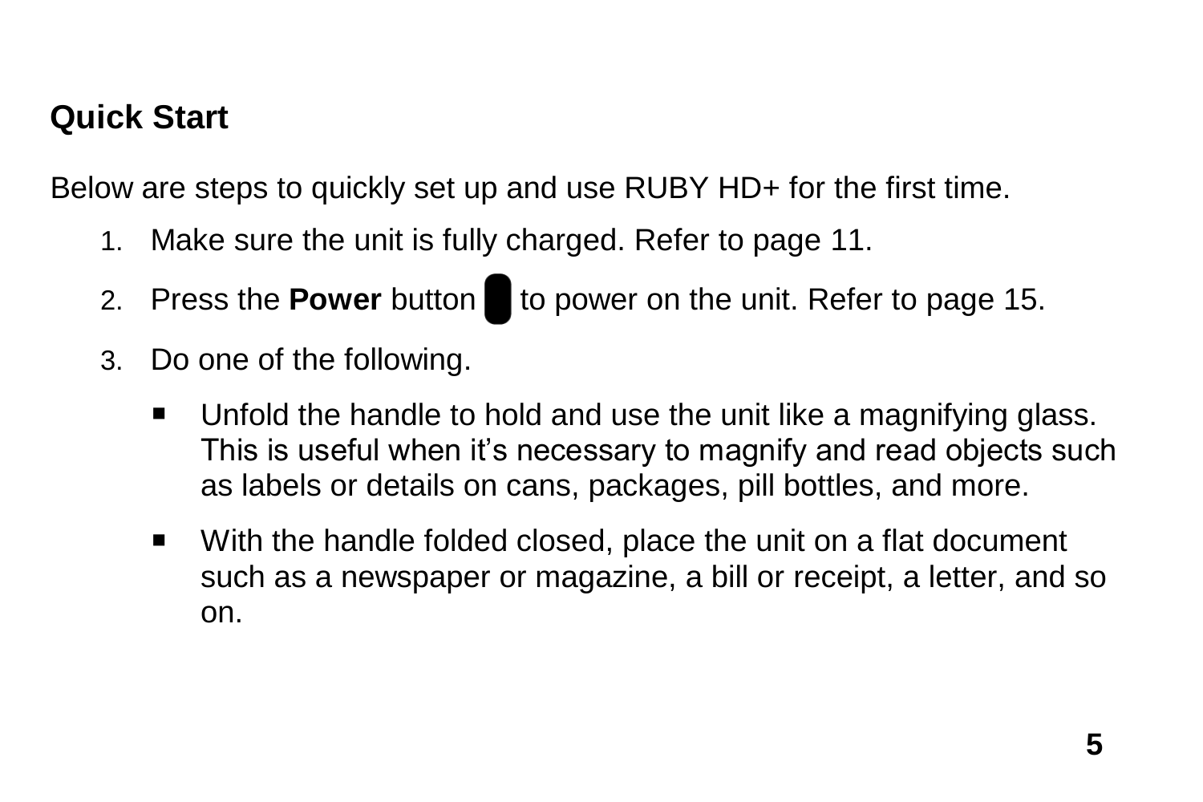## Quick Start

Below are steps to quickly set up and use RUBY HD+ for the first time.

1. Make sure the unit is fully charged. Refer to page 11.
2. Press the **Power** button to power on the unit. Refer to page 15.
3. Do one of the following.
   - Unfold the handle to hold and use the unit like a magnifying glass. This is useful when it's necessary to magnify and read objects such as labels or details on cans, packages, pill bottles, and more.
   - With the handle folded closed, place the unit on a flat document such as a newspaper or magazine, a bill or receipt, a letter, and so on.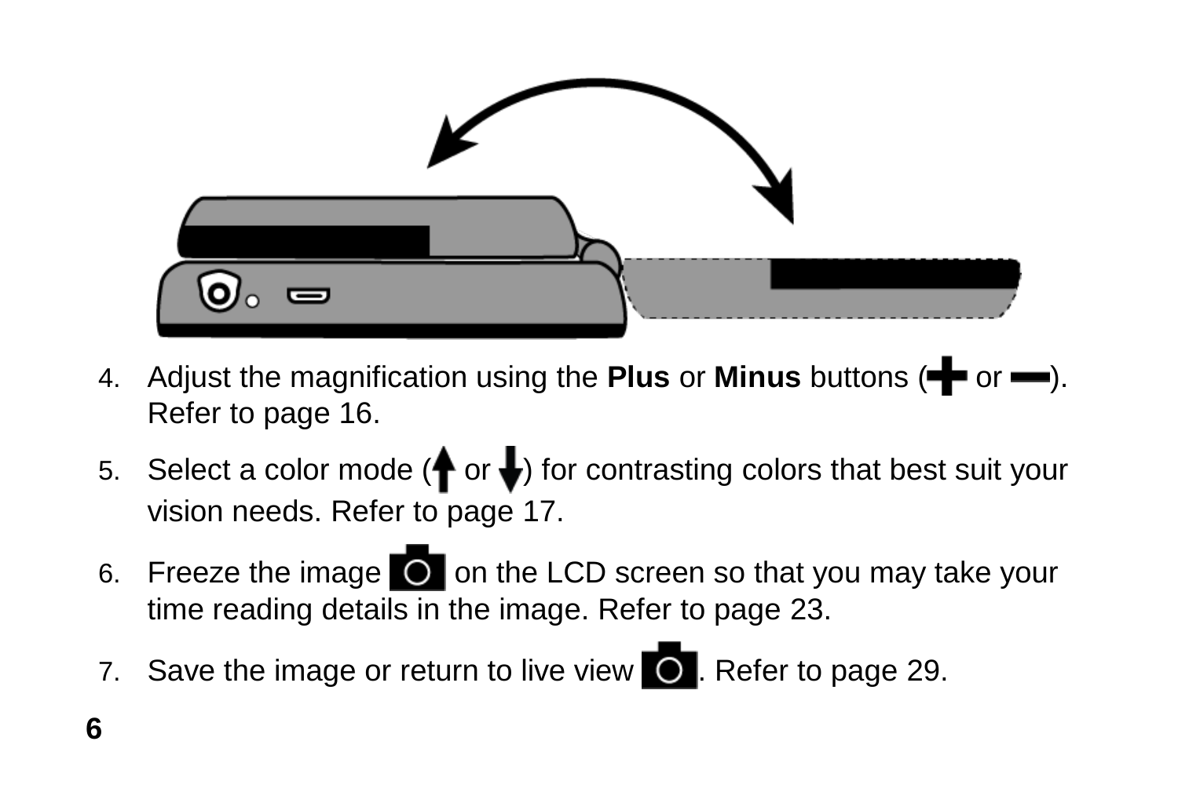4. Adjust the magnification using the **Plus** or **Minus** buttons (+ or −). Refer to page 16.
5. Select a color mode (↑ or ↓) for contrasting colors that best suit your vision needs. Refer to page 17.
6. Freeze the image on the LCD screen so that you may take your time reading details in the image. Refer to page 23.
7. Save the image or return to live view. Refer to page 29.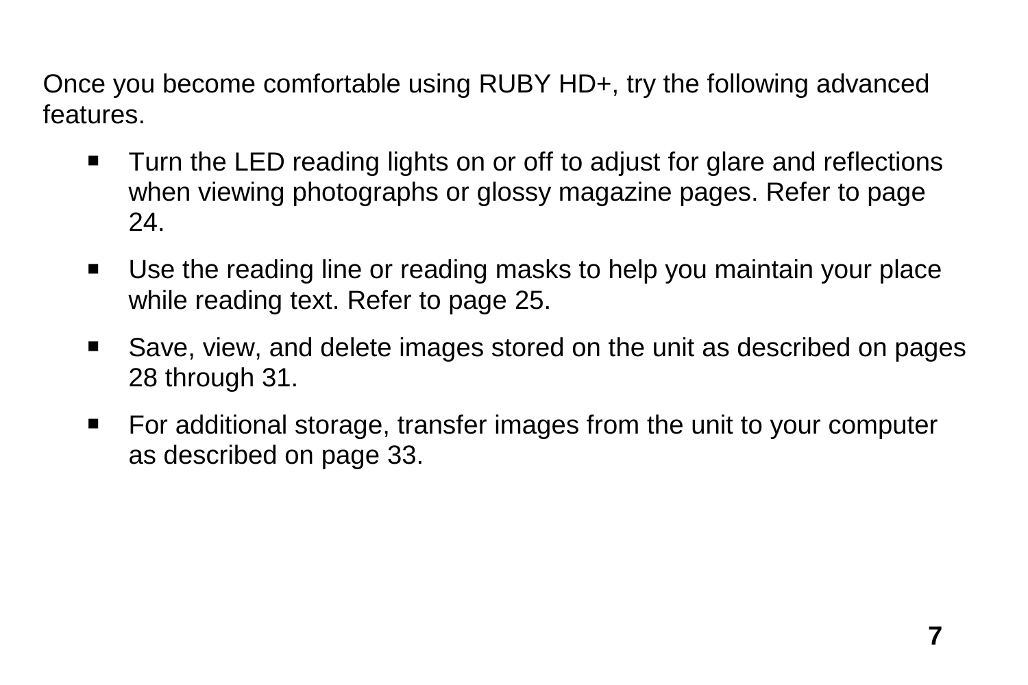Once you become comfortable using RUBY HD+, try the following advanced features.

- Turn the LED reading lights on or off to adjust for glare and reflections when viewing photographs or glossy magazine pages. Refer to page 24.
- Use the reading line or reading masks to help you maintain your place while reading text. Refer to page 25.
- Save, view, and delete images stored on the unit as described on pages 28 through 31.
- For additional storage, transfer images from the unit to your computer as described on page 33.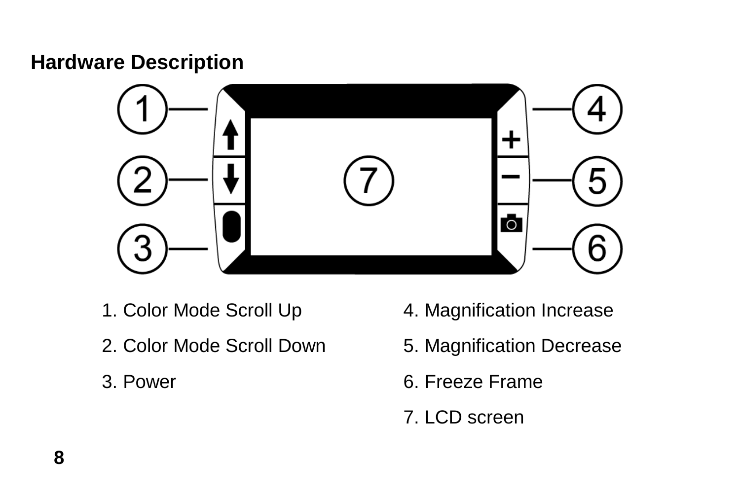## Hardware Description

1. Color Mode Scroll Up
2. Color Mode Scroll Down
3. Power
4. Magnification Increase
5. Magnification Decrease
6. Freeze Frame
7. LCD screen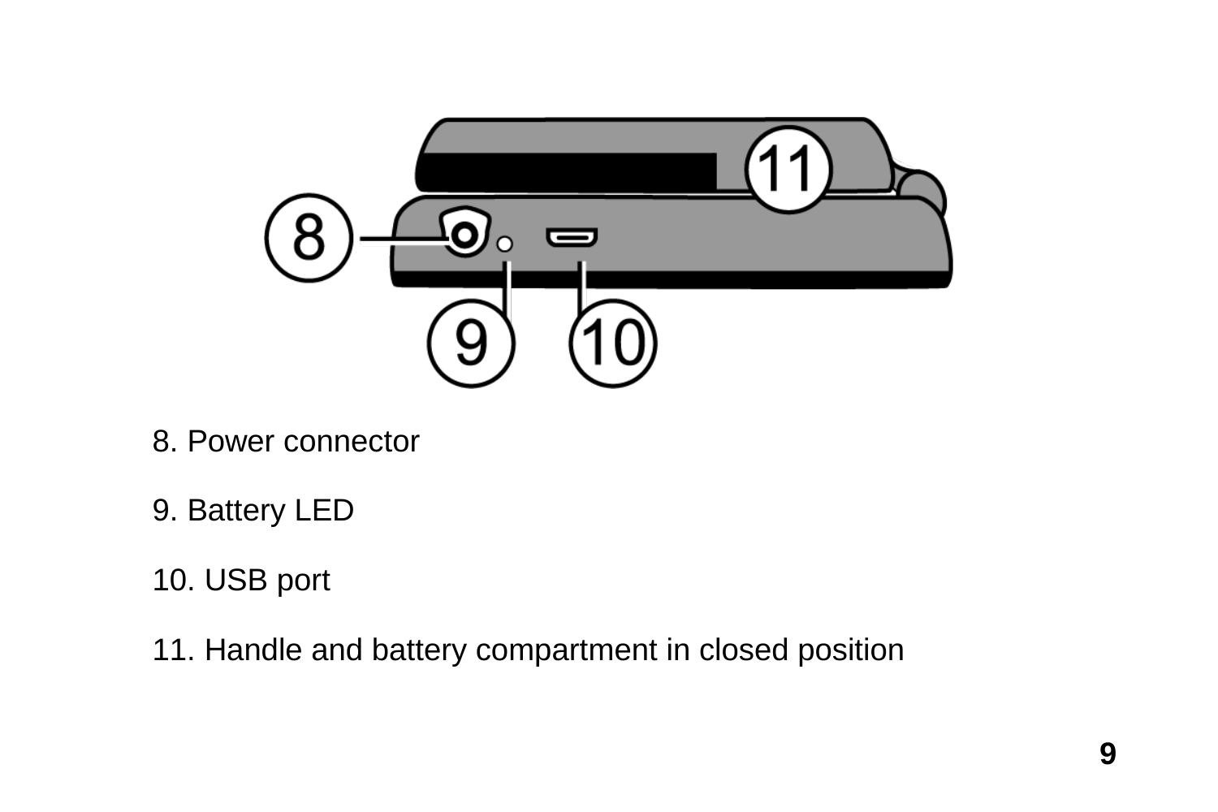8. Power connector

9. Battery LED

10. USB port

11. Handle and battery compartment in closed position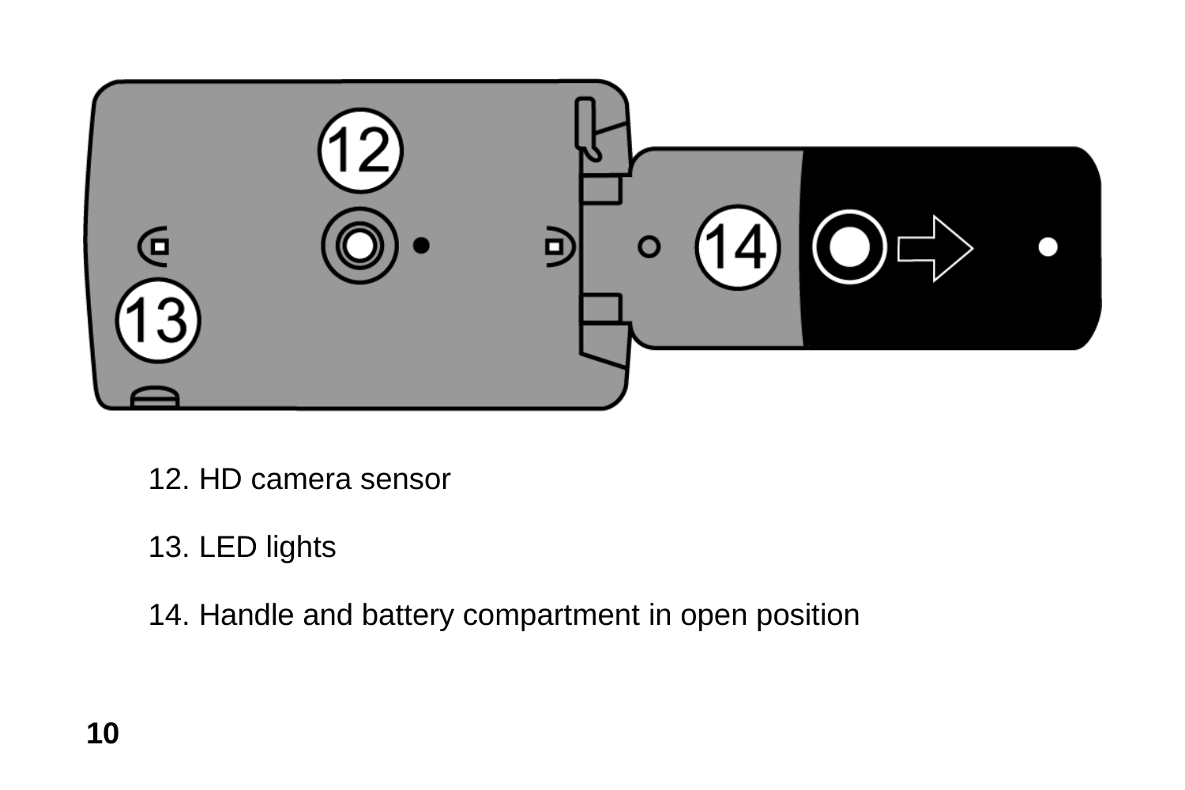12. HD camera sensor

13. LED lights

14. Handle and battery compartment in open position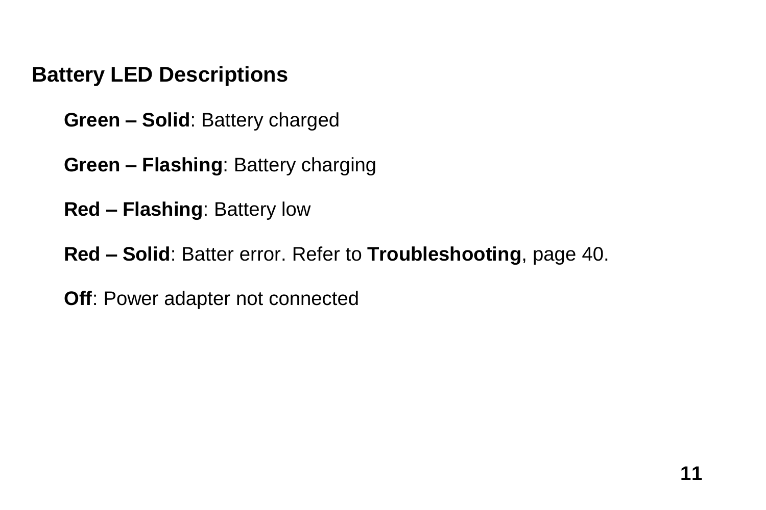## Battery LED Descriptions

**Green – Solid**: Battery charged

**Green – Flashing**: Battery charging

**Red – Flashing**: Battery low

**Red – Solid**: Batter error. Refer to **Troubleshooting**, page 40.

**Off**: Power adapter not connected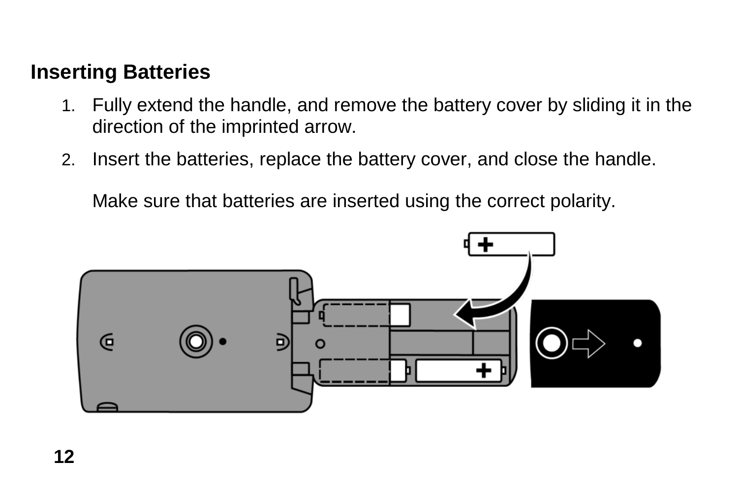## Inserting Batteries

1. Fully extend the handle, and remove the battery cover by sliding it in the direction of the imprinted arrow.
2. Insert the batteries, replace the battery cover, and close the handle.

   Make sure that batteries are inserted using the correct polarity.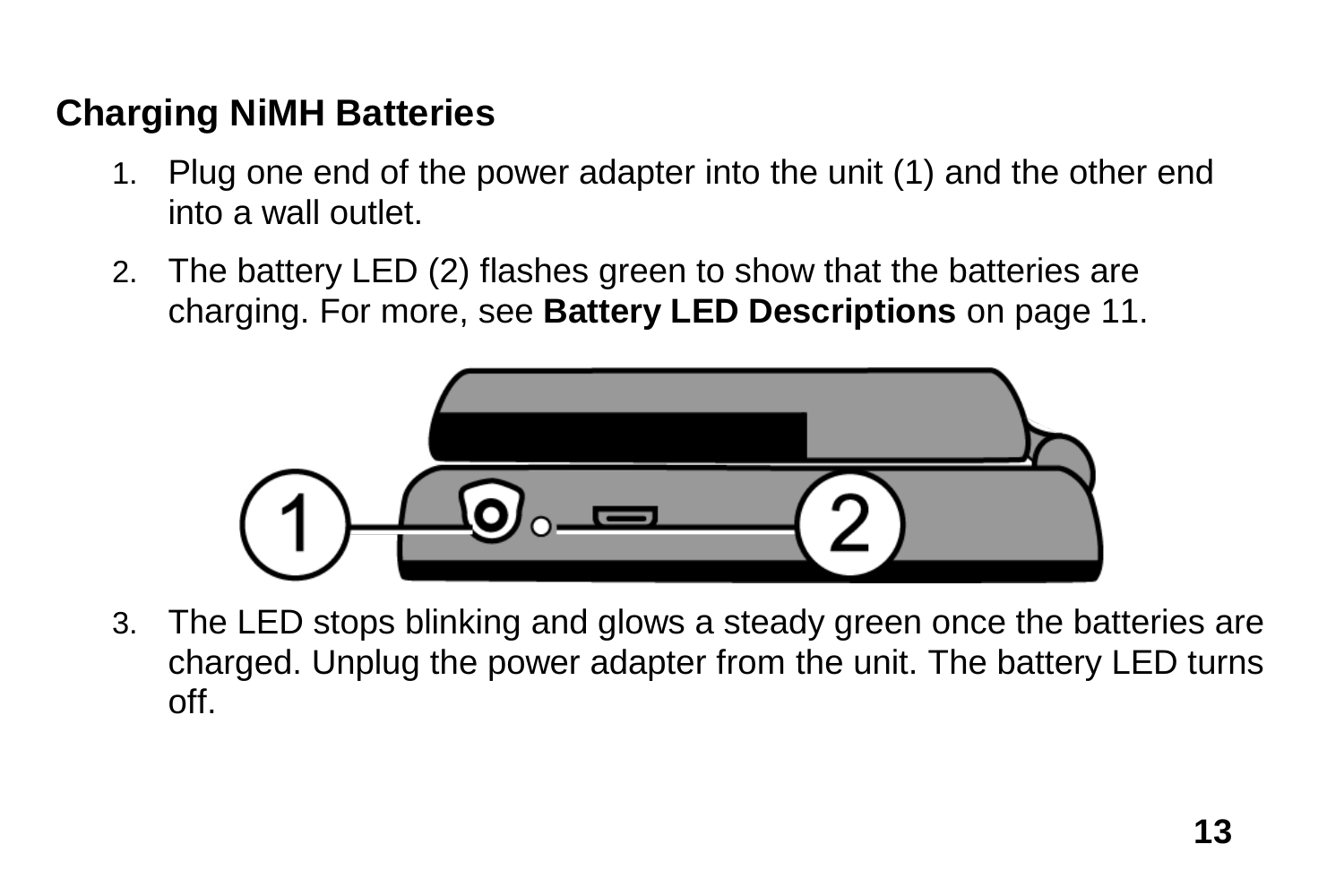### Charging NiMH Batteries

1. Plug one end of the power adapter into the unit (1) and the other end into a wall outlet.
2. The battery LED (2) flashes green to show that the batteries are charging. For more, see **Battery LED Descriptions** on page 11.
3. The LED stops blinking and glows a steady green once the batteries are charged. Unplug the power adapter from the unit. The battery LED turns off.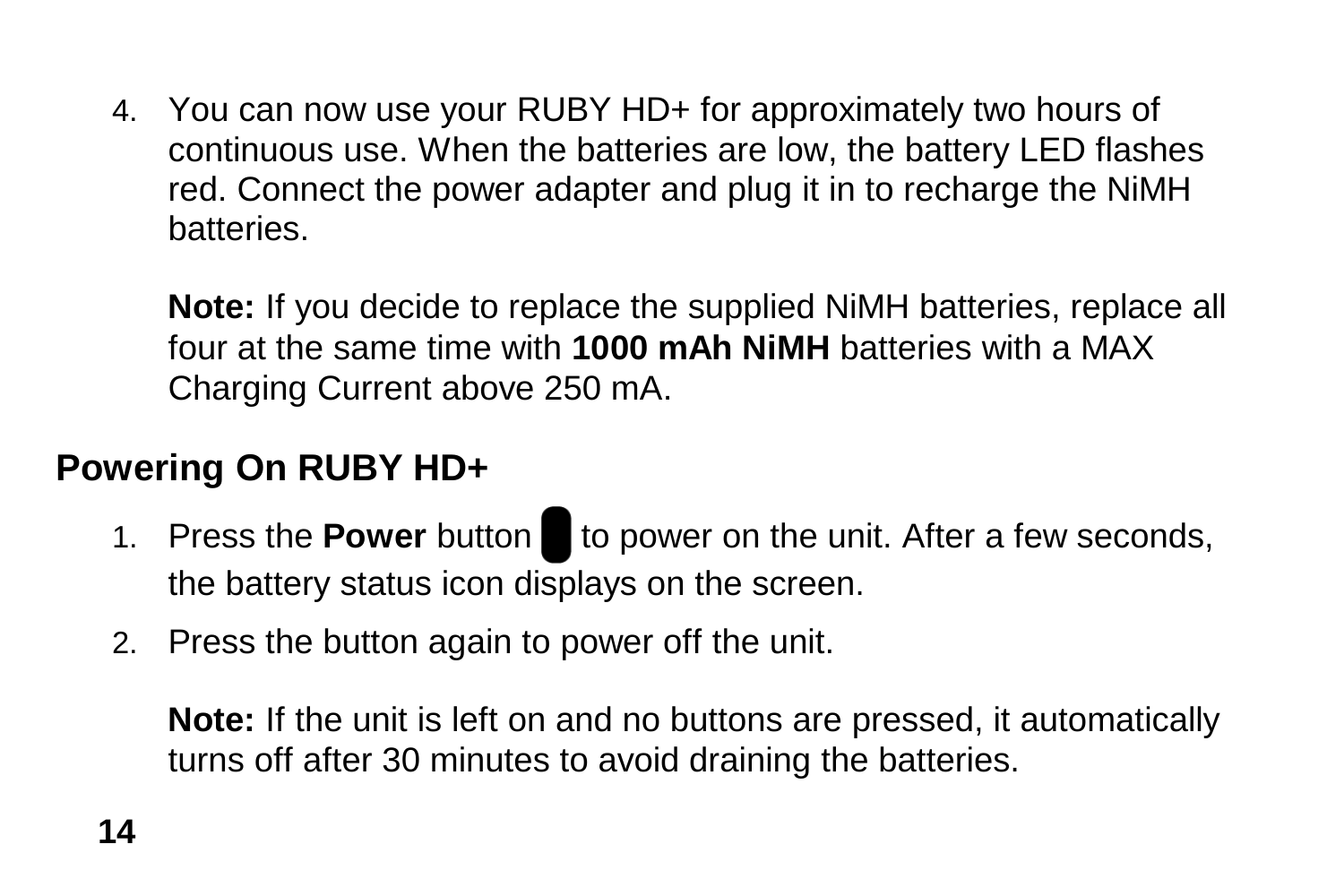4. You can now use your RUBY HD+ for approximately two hours of continuous use. When the batteries are low, the battery LED flashes red. Connect the power adapter and plug it in to recharge the NiMH batteries.

   **Note:** If you decide to replace the supplied NiMH batteries, replace all four at the same time with **1000 mAh NiMH** batteries with a MAX Charging Current above 250 mA.

## Powering On RUBY HD+

1. Press the **Power** button to power on the unit. After a few seconds, the battery status icon displays on the screen.
2. Press the button again to power off the unit.

   **Note:** If the unit is left on and no buttons are pressed, it automatically turns off after 30 minutes to avoid draining the batteries.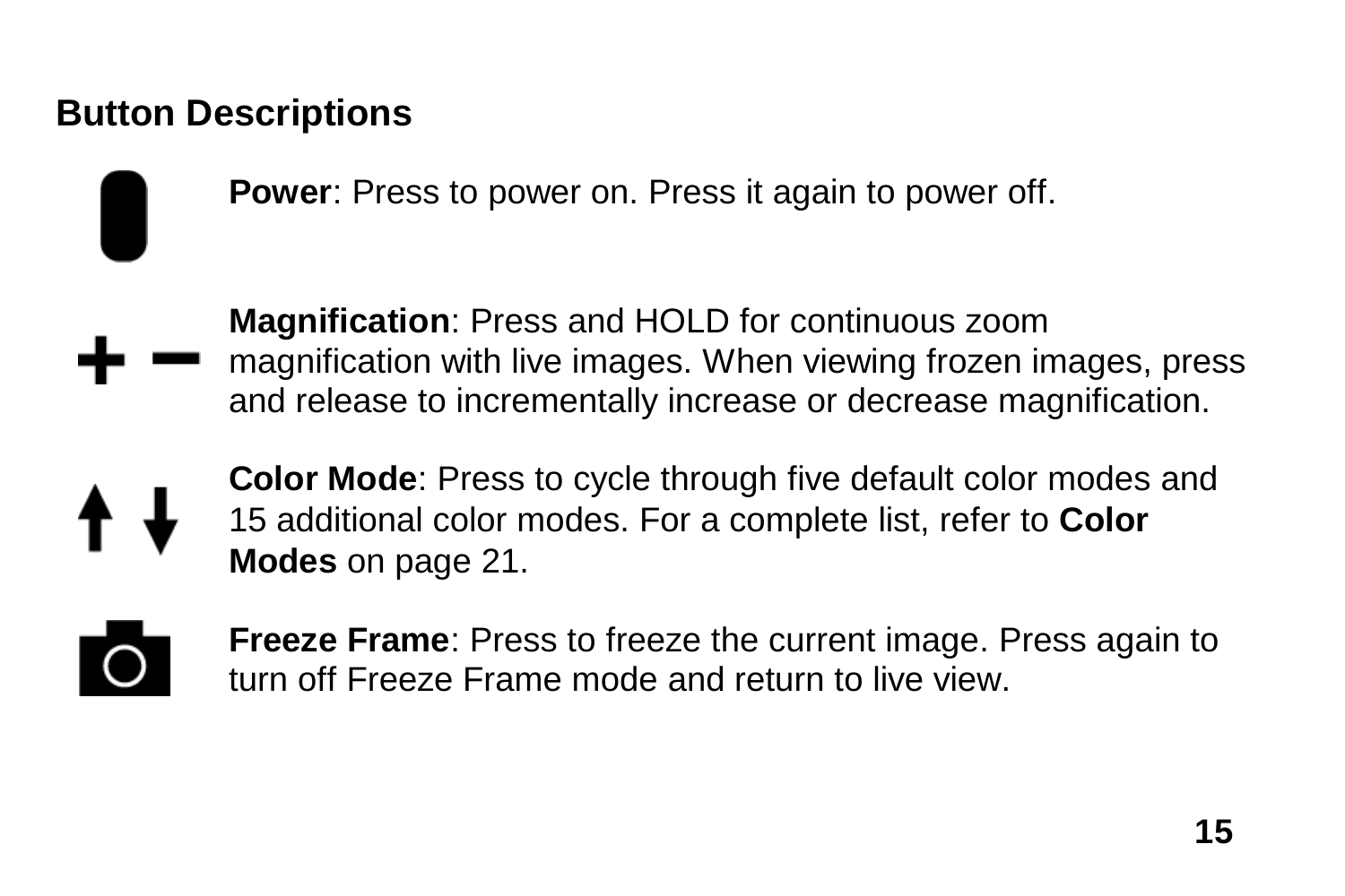## Button Descriptions

**Power**: Press to power on. Press it again to power off.

**Magnification**: Press and HOLD for continuous zoom magnification with live images. When viewing frozen images, press and release to incrementally increase or decrease magnification.

**Color Mode**: Press to cycle through five default color modes and 15 additional color modes. For a complete list, refer to **Color Modes** on page 21.

**Freeze Frame**: Press to freeze the current image. Press again to turn off Freeze Frame mode and return to live view.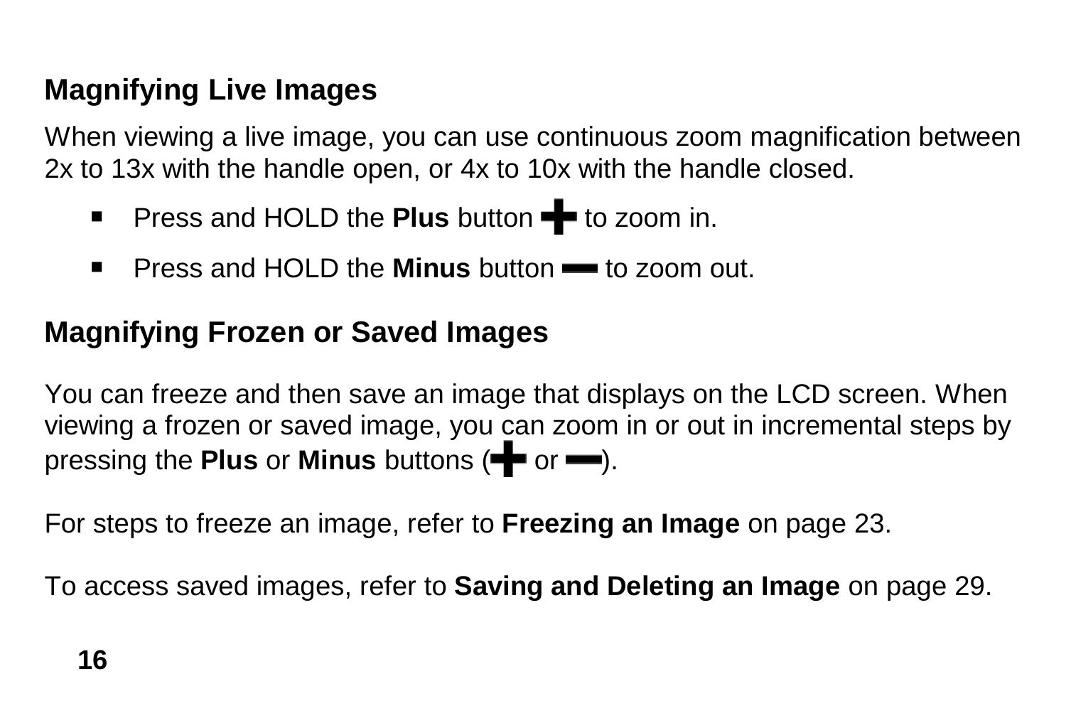## Magnifying Live Images

When viewing a live image, you can use continuous zoom magnification between 2x to 13x with the handle open, or 4x to 10x with the handle closed.

- Press and HOLD the **Plus** button ➕ to zoom in.
- Press and HOLD the **Minus** button ➖ to zoom out.

## Magnifying Frozen or Saved Images

You can freeze and then save an image that displays on the LCD screen. When viewing a frozen or saved image, you can zoom in or out in incremental steps by pressing the **Plus** or **Minus** buttons (➕ or ➖).

For steps to freeze an image, refer to **Freezing an Image** on page 23.

To access saved images, refer to **Saving and Deleting an Image** on page 29.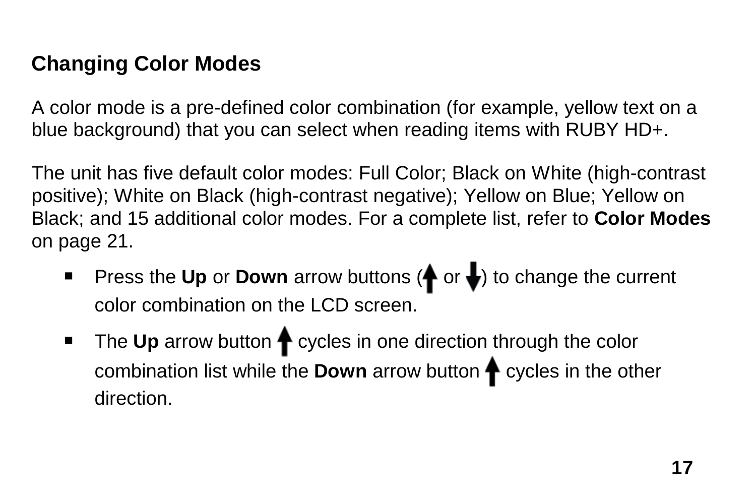## Changing Color Modes

A color mode is a pre-defined color combination (for example, yellow text on a blue background) that you can select when reading items with RUBY HD+.

The unit has five default color modes: Full Color; Black on White (high-contrast positive); White on Black (high-contrast negative); Yellow on Blue; Yellow on Black; and 15 additional color modes. For a complete list, refer to **Color Modes** on page 21.

- Press the **Up** or **Down** arrow buttons (↑ or ↓) to change the current color combination on the LCD screen.
- The **Up** arrow button ↑ cycles in one direction through the color combination list while the **Down** arrow button ↑ cycles in the other direction.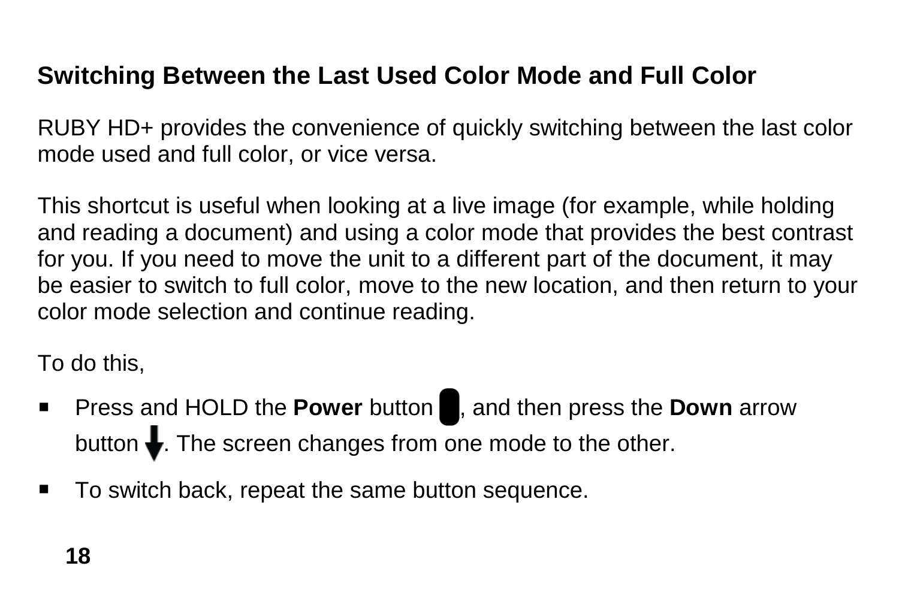## Switching Between the Last Used Color Mode and Full Color

RUBY HD+ provides the convenience of quickly switching between the last color mode used and full color, or vice versa.

This shortcut is useful when looking at a live image (for example, while holding and reading a document) and using a color mode that provides the best contrast for you. If you need to move the unit to a different part of the document, it may be easier to switch to full color, move to the new location, and then return to your color mode selection and continue reading.

To do this,

- Press and HOLD the **Power** button, and then press the **Down** arrow button. The screen changes from one mode to the other.
- To switch back, repeat the same button sequence.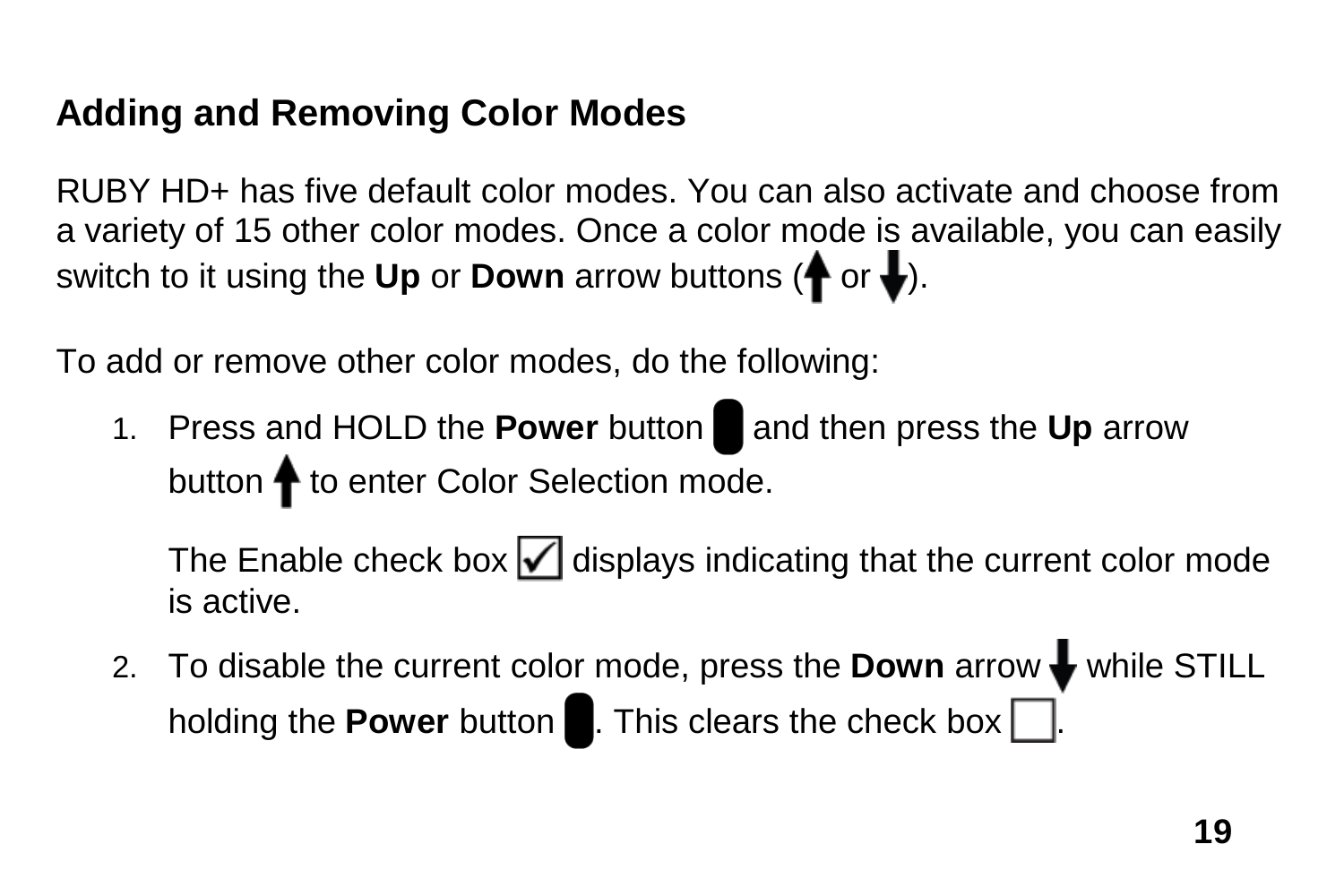## Adding and Removing Color Modes

RUBY HD+ has five default color modes. You can also activate and choose from a variety of 15 other color modes. Once a color mode is available, you can easily switch to it using the **Up** or **Down** arrow buttons ( or ).

To add or remove other color modes, do the following:

1. Press and HOLD the **Power** button  and then press the **Up** arrow button  to enter Color Selection mode.

   The Enable check box  displays indicating that the current color mode is active.

2. To disable the current color mode, press the **Down** arrow  while STILL holding the **Power** button . This clears the check box .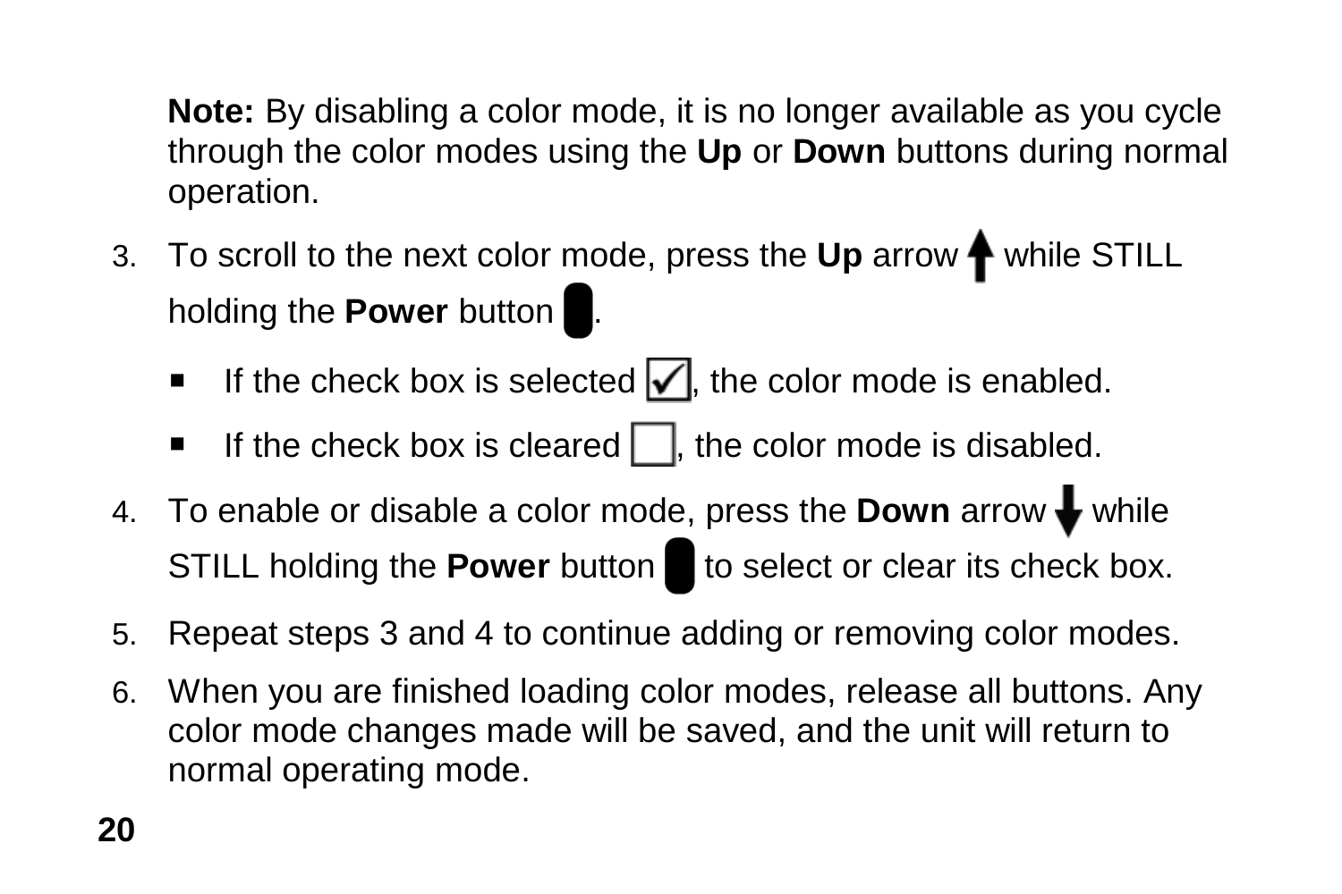**Note:** By disabling a color mode, it is no longer available as you cycle through the color modes using the **Up** or **Down** buttons during normal operation.

3. To scroll to the next color mode, press the **Up** arrow while STILL holding the **Power** button.
   - If the check box is selected, the color mode is enabled.
   - If the check box is cleared, the color mode is disabled.
4. To enable or disable a color mode, press the **Down** arrow while STILL holding the **Power** button to select or clear its check box.
5. Repeat steps 3 and 4 to continue adding or removing color modes.
6. When you are finished loading color modes, release all buttons. Any color mode changes made will be saved, and the unit will return to normal operating mode.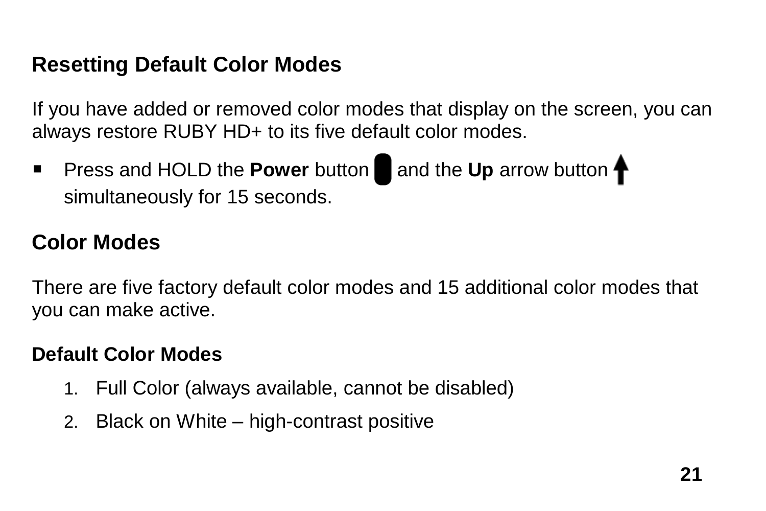## Resetting Default Color Modes

If you have added or removed color modes that display on the screen, you can always restore RUBY HD+ to its five default color modes.

- Press and HOLD the **Power** button and the **Up** arrow button simultaneously for 15 seconds.

## Color Modes

There are five factory default color modes and 15 additional color modes that you can make active.

### Default Color Modes

1. Full Color (always available, cannot be disabled)
2. Black on White – high-contrast positive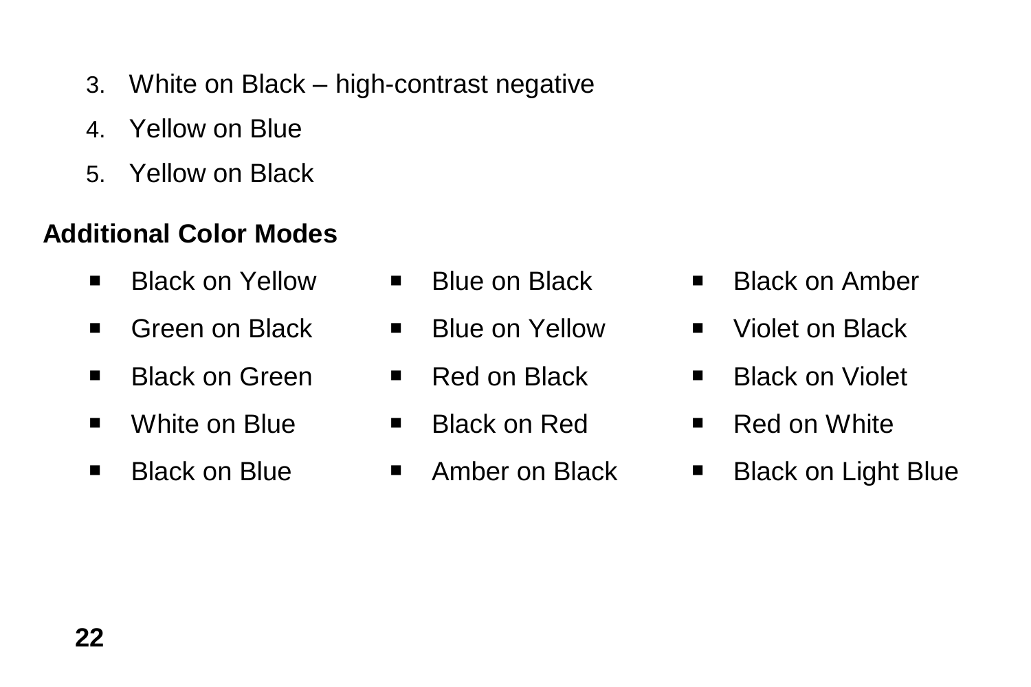3. White on Black – high-contrast negative
4. Yellow on Blue
5. Yellow on Black

**Additional Color Modes**

- Black on Yellow
- Green on Black
- Black on Green
- White on Blue
- Black on Blue
- Blue on Black
- Blue on Yellow
- Red on Black
- Black on Red
- Amber on Black
- Black on Amber
- Violet on Black
- Black on Violet
- Red on White
- Black on Light Blue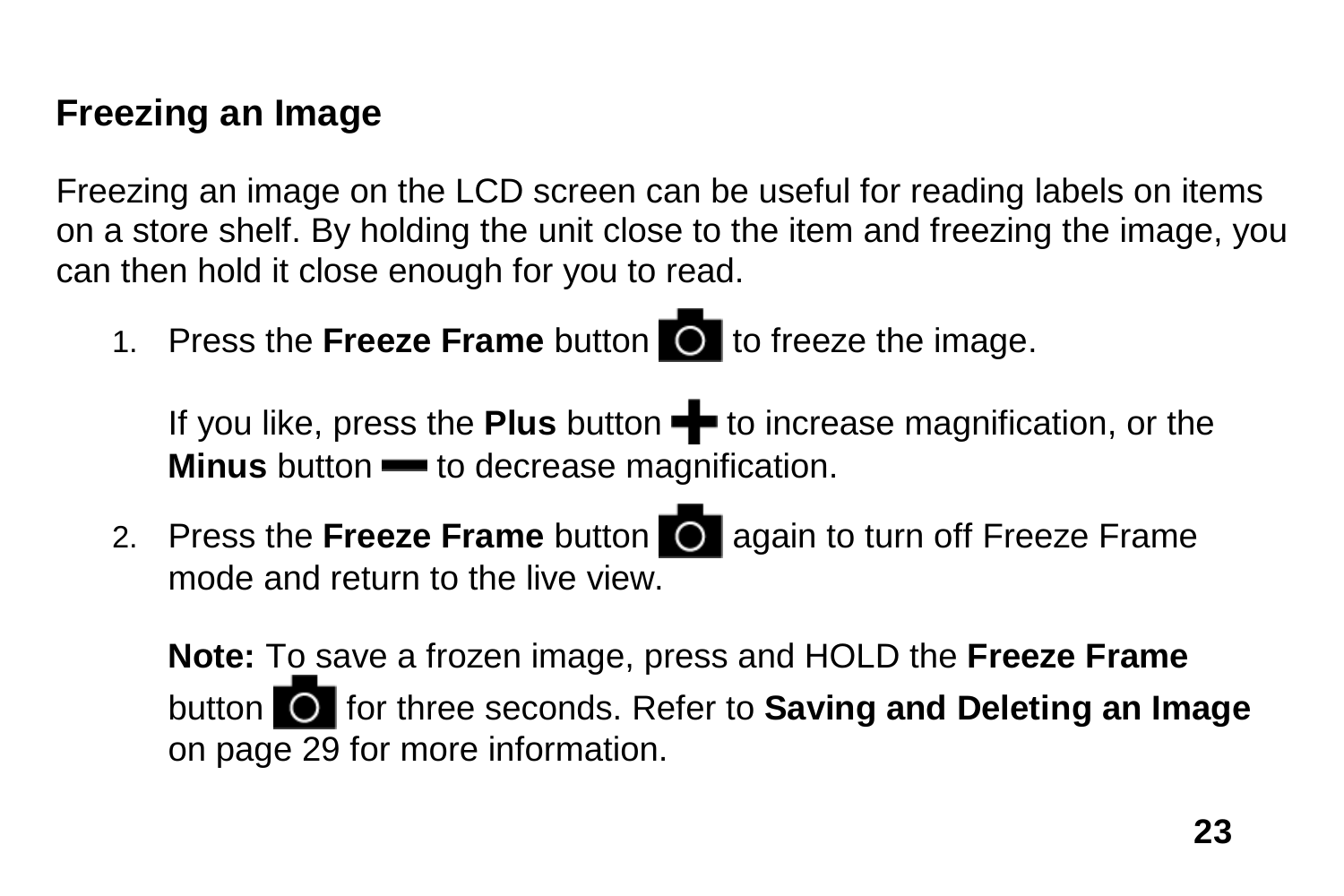## Freezing an Image

Freezing an image on the LCD screen can be useful for reading labels on items on a store shelf. By holding the unit close to the item and freezing the image, you can then hold it close enough for you to read.

1. Press the **Freeze Frame** button to freeze the image.

   If you like, press the **Plus** button to increase magnification, or the **Minus** button to decrease magnification.

2. Press the **Freeze Frame** button again to turn off Freeze Frame mode and return to the live view.

   **Note:** To save a frozen image, press and HOLD the **Freeze Frame** button for three seconds. Refer to **Saving and Deleting an Image** on page 29 for more information.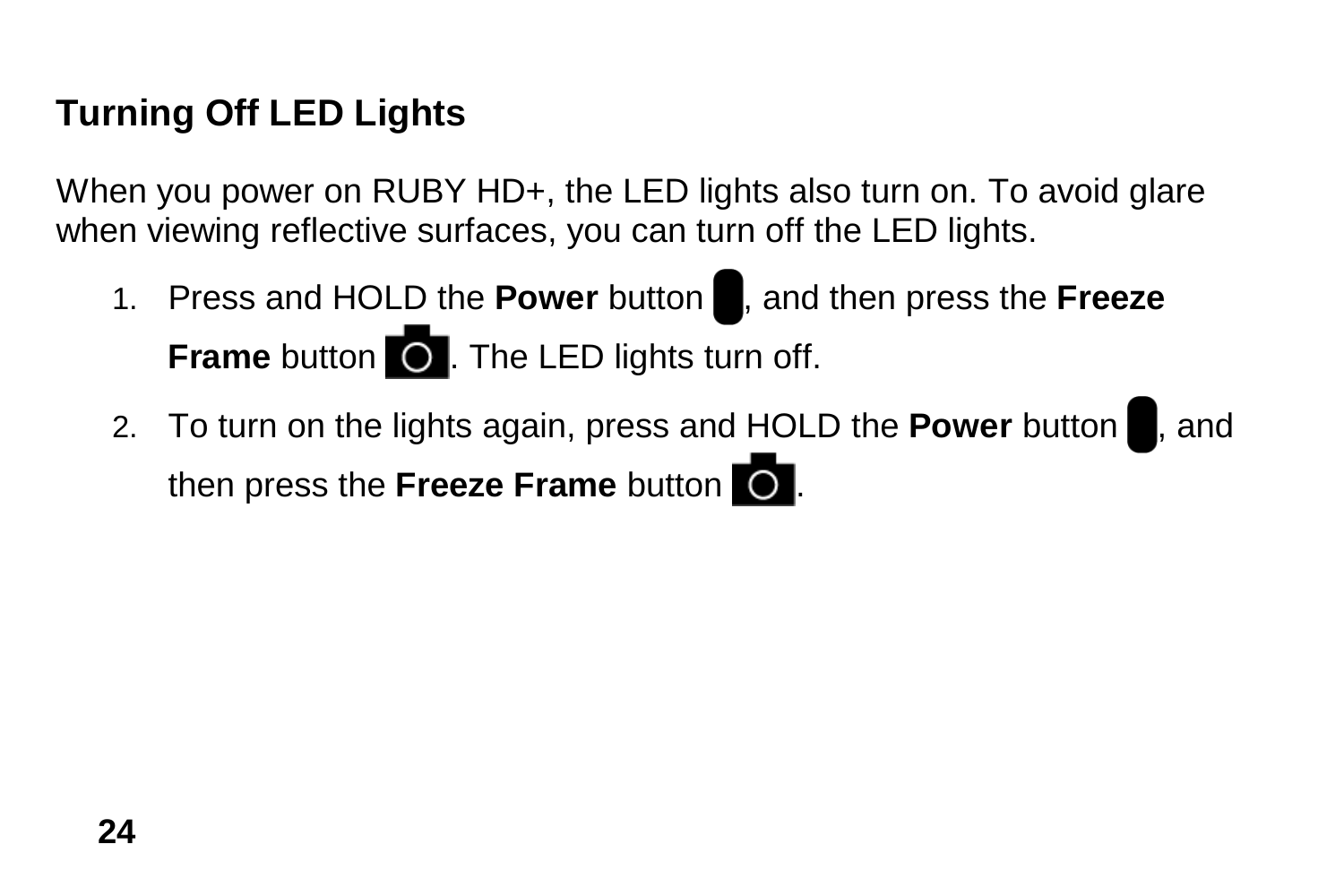## Turning Off LED Lights

When you power on RUBY HD+, the LED lights also turn on. To avoid glare when viewing reflective surfaces, you can turn off the LED lights.

1. Press and HOLD the **Power** button, and then press the **Freeze Frame** button. The LED lights turn off.
2. To turn on the lights again, press and HOLD the **Power** button, and then press the **Freeze Frame** button.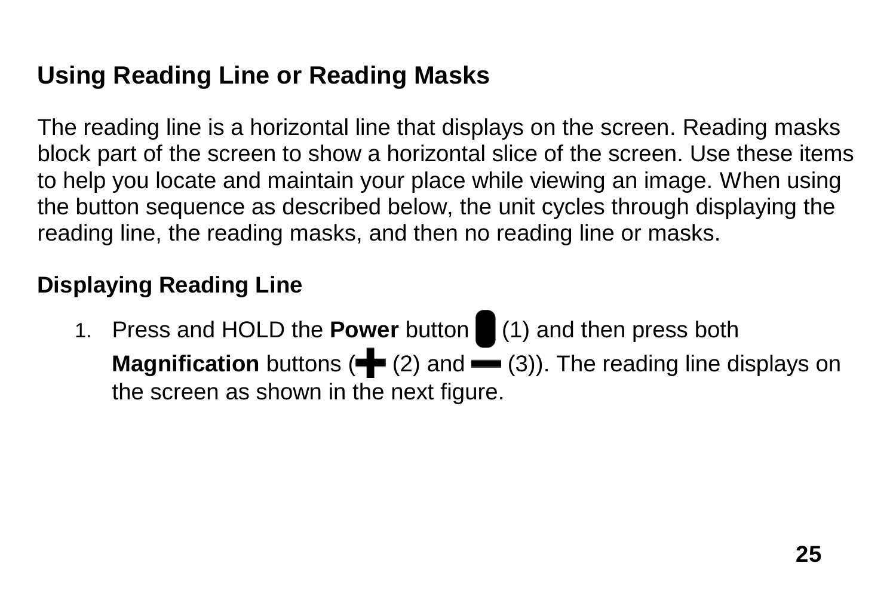## Using Reading Line or Reading Masks

The reading line is a horizontal line that displays on the screen. Reading masks block part of the screen to show a horizontal slice of the screen. Use these items to help you locate and maintain your place while viewing an image. When using the button sequence as described below, the unit cycles through displaying the reading line, the reading masks, and then no reading line or masks.

### Displaying Reading Line

1. Press and HOLD the **Power** button (1) and then press both **Magnification** buttons (+ (2) and − (3)). The reading line displays on the screen as shown in the next figure.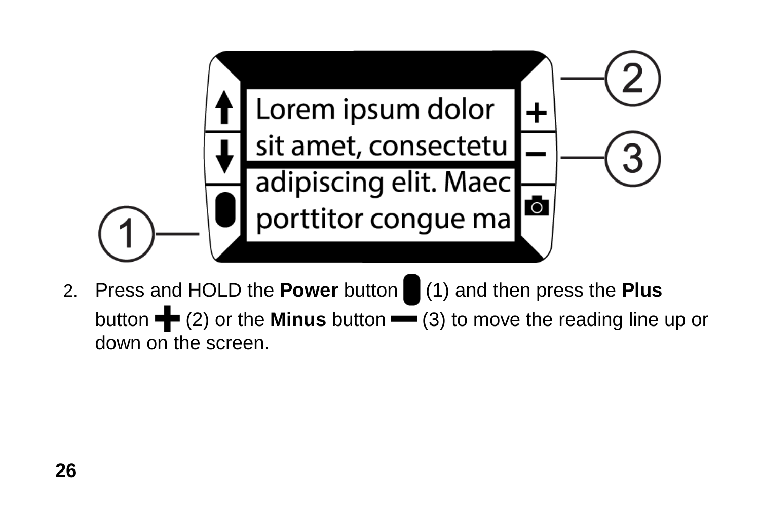2. Press and HOLD the **Power** button (1) and then press the **Plus** button (2) or the **Minus** button (3) to move the reading line up or down on the screen.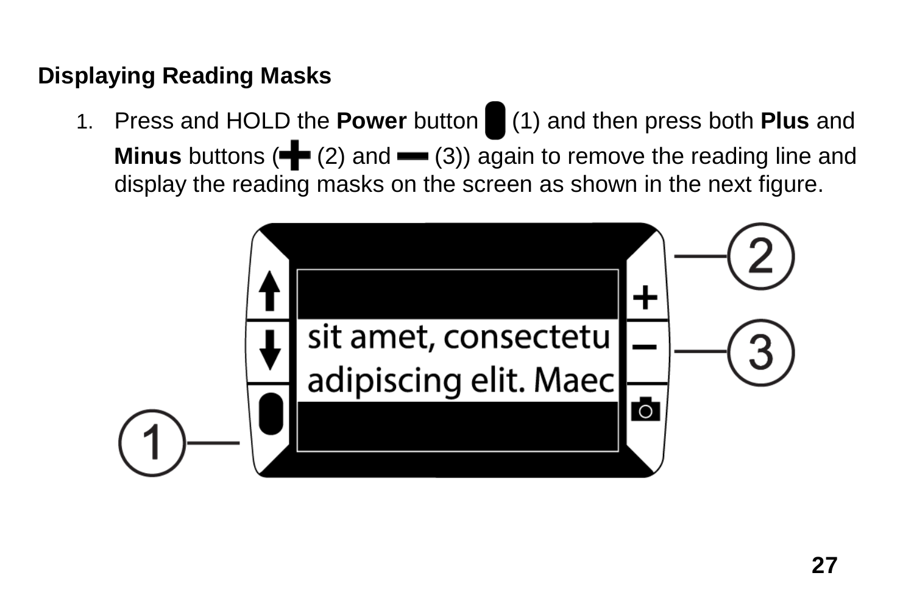**Displaying Reading Masks**

1. Press and HOLD the **Power** button (1) and then press both **Plus** and **Minus** buttons ((2) and (3)) again to remove the reading line and display the reading masks on the screen as shown in the next figure.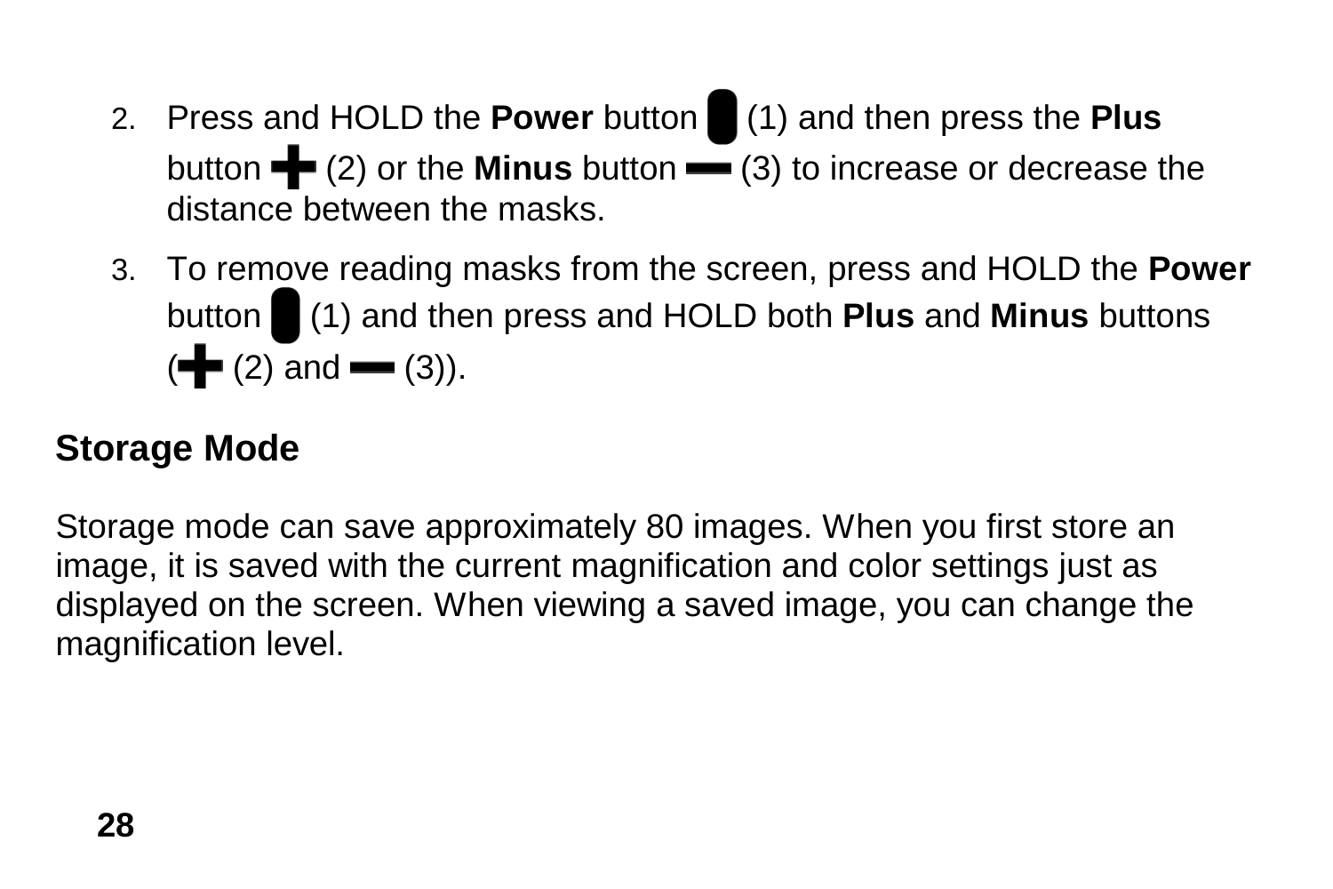2. Press and HOLD the **Power** button (1) and then press the **Plus** button (2) or the **Minus** button (3) to increase or decrease the distance between the masks.
3. To remove reading masks from the screen, press and HOLD the **Power** button (1) and then press and HOLD both **Plus** and **Minus** buttons ( (2) and (3)).

## Storage Mode

Storage mode can save approximately 80 images. When you first store an image, it is saved with the current magnification and color settings just as displayed on the screen. When viewing a saved image, you can change the magnification level.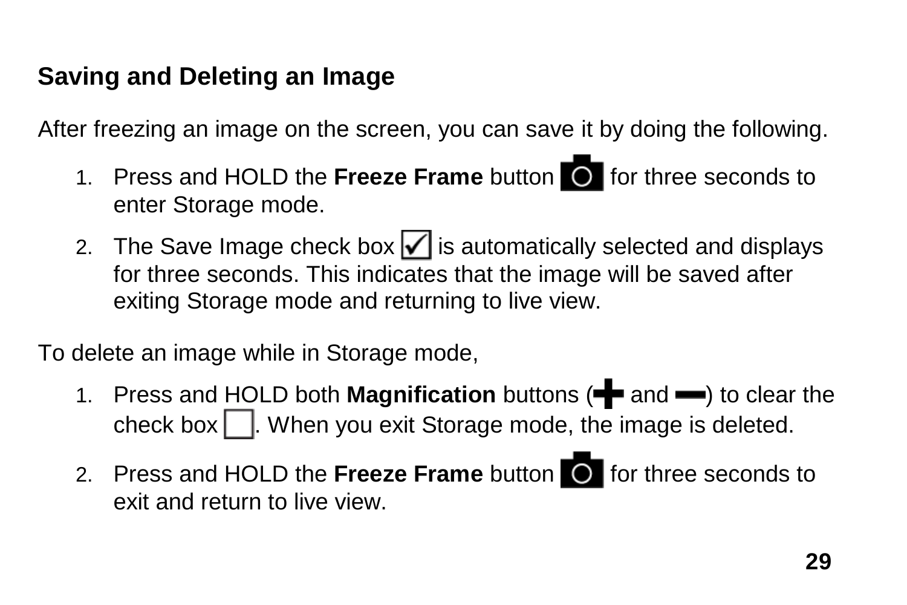## Saving and Deleting an Image

After freezing an image on the screen, you can save it by doing the following.

1. Press and HOLD the **Freeze Frame** button for three seconds to enter Storage mode.
2. The Save Image check box is automatically selected and displays for three seconds. This indicates that the image will be saved after exiting Storage mode and returning to live view.

To delete an image while in Storage mode,

1. Press and HOLD both **Magnification** buttons ( and ) to clear the check box . When you exit Storage mode, the image is deleted.
2. Press and HOLD the **Freeze Frame** button for three seconds to exit and return to live view.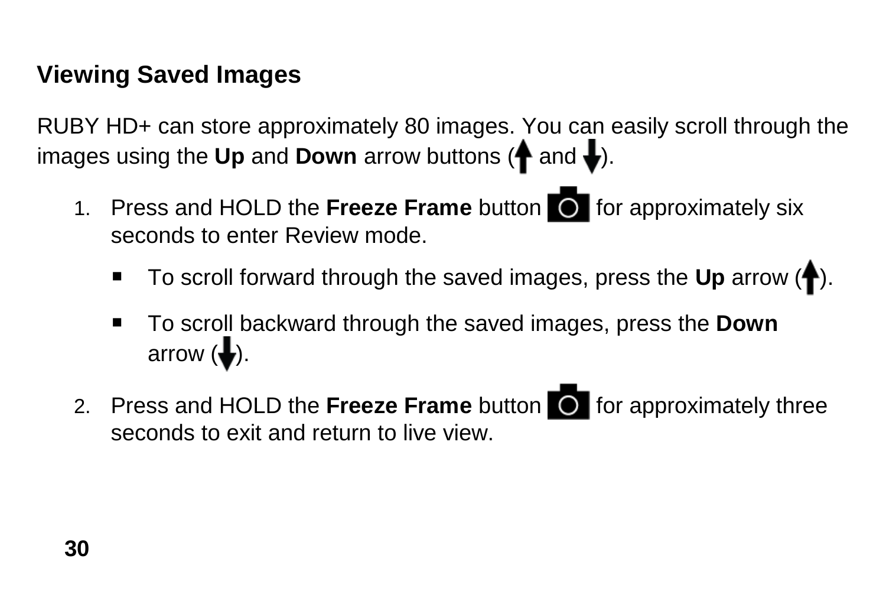## Viewing Saved Images

RUBY HD+ can store approximately 80 images. You can easily scroll through the images using the **Up** and **Down** arrow buttons (↑ and ↓).

1. Press and HOLD the **Freeze Frame** button for approximately six seconds to enter Review mode.
   - To scroll forward through the saved images, press the **Up** arrow (↑).
   - To scroll backward through the saved images, press the **Down** arrow (↓).
2. Press and HOLD the **Freeze Frame** button for approximately three seconds to exit and return to live view.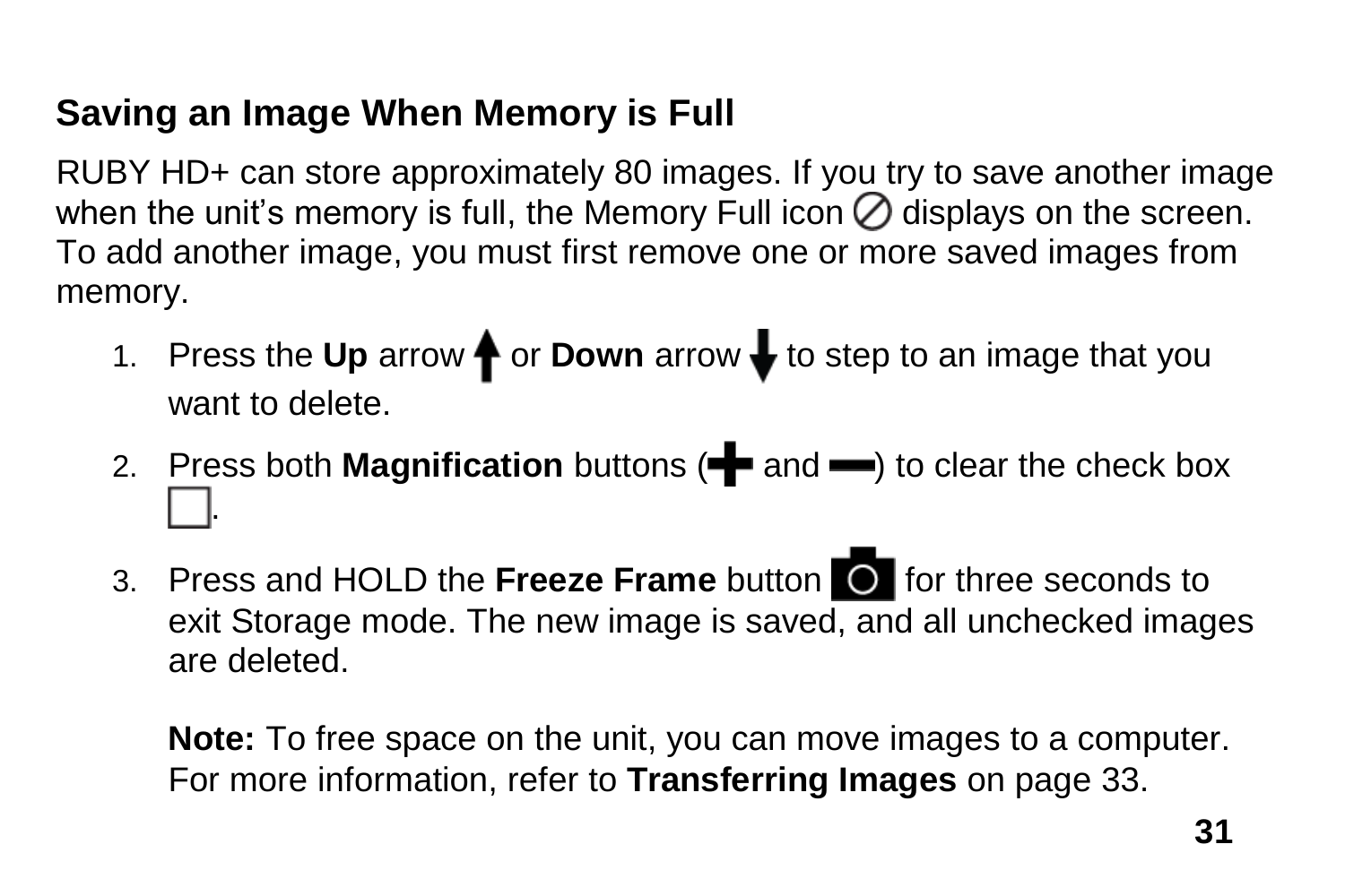## Saving an Image When Memory is Full

RUBY HD+ can store approximately 80 images. If you try to save another image when the unit's memory is full, the Memory Full icon displays on the screen. To add another image, you must first remove one or more saved images from memory.

1. Press the **Up** arrow or **Down** arrow to step to an image that you want to delete.
2. Press both **Magnification** buttons ( and ) to clear the check box .
3. Press and HOLD the **Freeze Frame** button for three seconds to exit Storage mode. The new image is saved, and all unchecked images are deleted.

   **Note:** To free space on the unit, you can move images to a computer. For more information, refer to **Transferring Images** on page 33.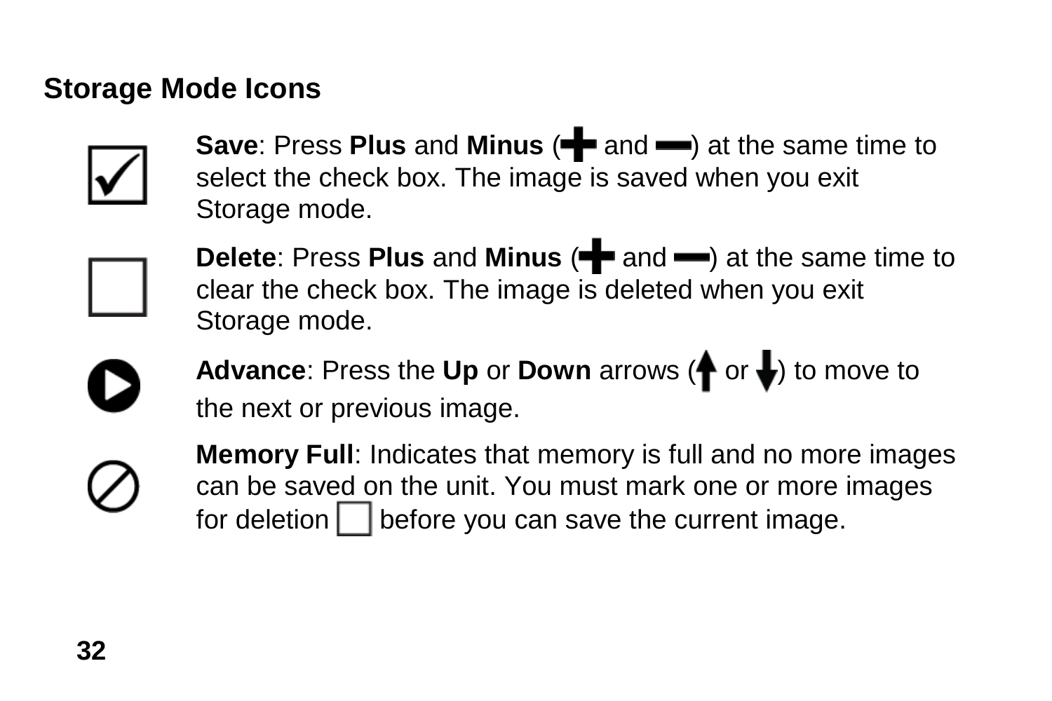## Storage Mode Icons

**Save**: Press **Plus** and **Minus** (+ and −) at the same time to select the check box. The image is saved when you exit Storage mode.

**Delete**: Press **Plus** and **Minus** (+ and −) at the same time to clear the check box. The image is deleted when you exit Storage mode.

**Advance**: Press the **Up** or **Down** arrows (↑ or ↓) to move to the next or previous image.

**Memory Full**: Indicates that memory is full and no more images can be saved on the unit. You must mark one or more images for deletion ☐ before you can save the current image.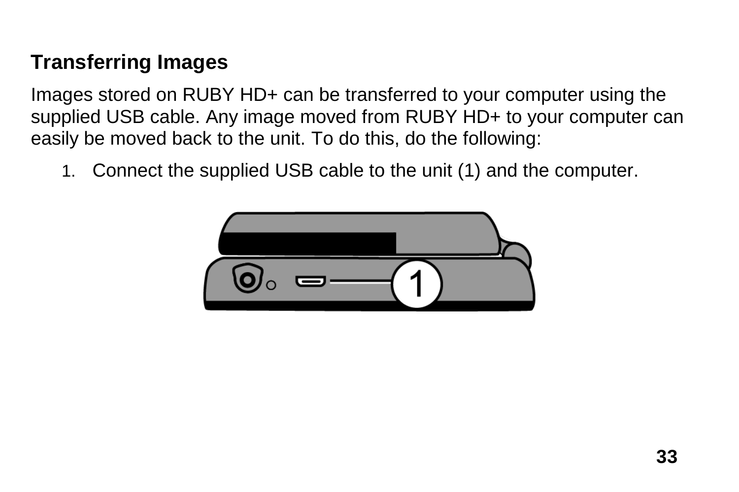## Transferring Images

Images stored on RUBY HD+ can be transferred to your computer using the supplied USB cable. Any image moved from RUBY HD+ to your computer can easily be moved back to the unit. To do this, do the following:

1. Connect the supplied USB cable to the unit (1) and the computer.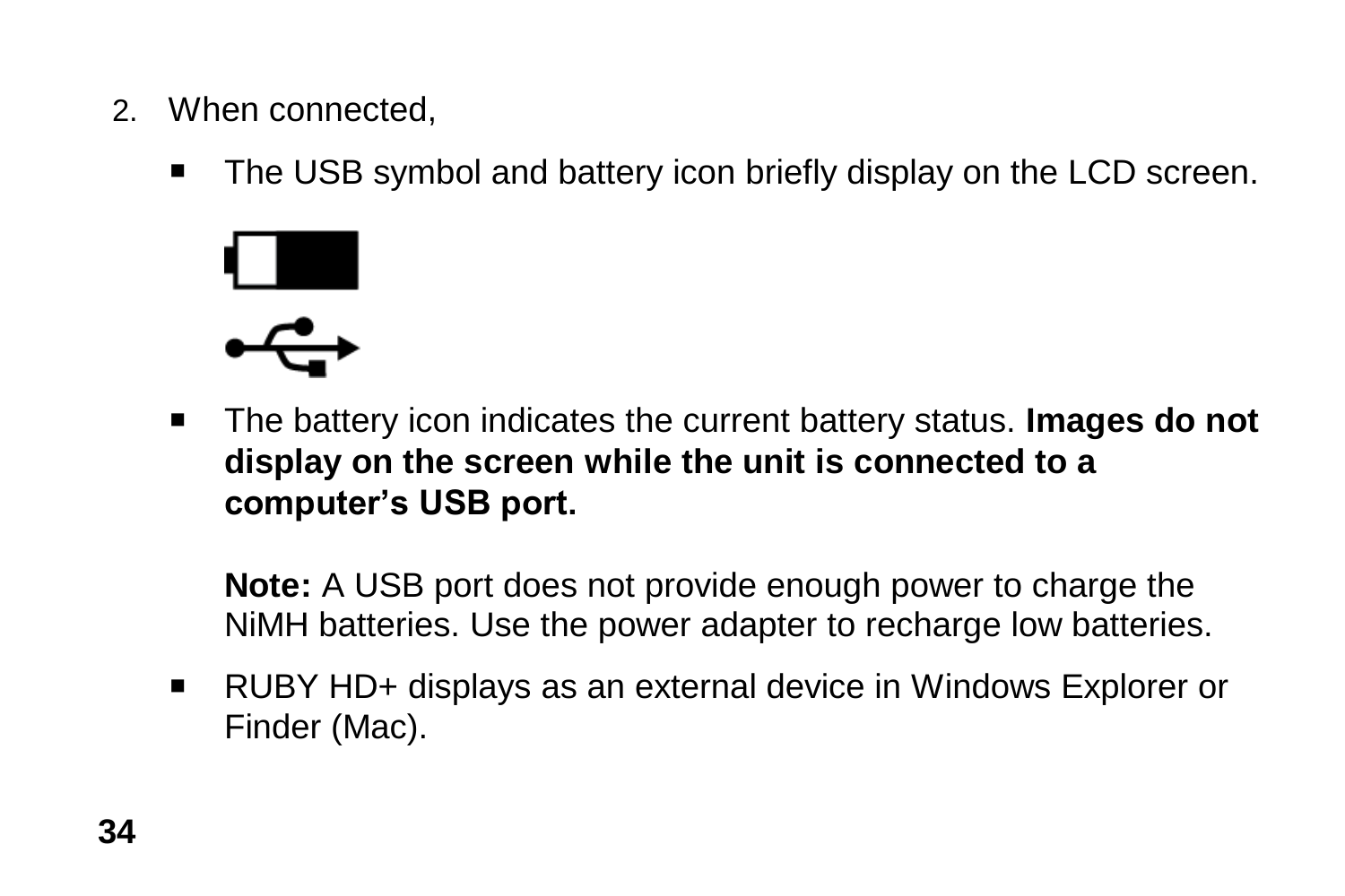2. When connected,

   - The USB symbol and battery icon briefly display on the LCD screen.

   - The battery icon indicates the current battery status. **Images do not display on the screen while the unit is connected to a computer's USB port.**

     **Note:** A USB port does not provide enough power to charge the NiMH batteries. Use the power adapter to recharge low batteries.

   - RUBY HD+ displays as an external device in Windows Explorer or Finder (Mac).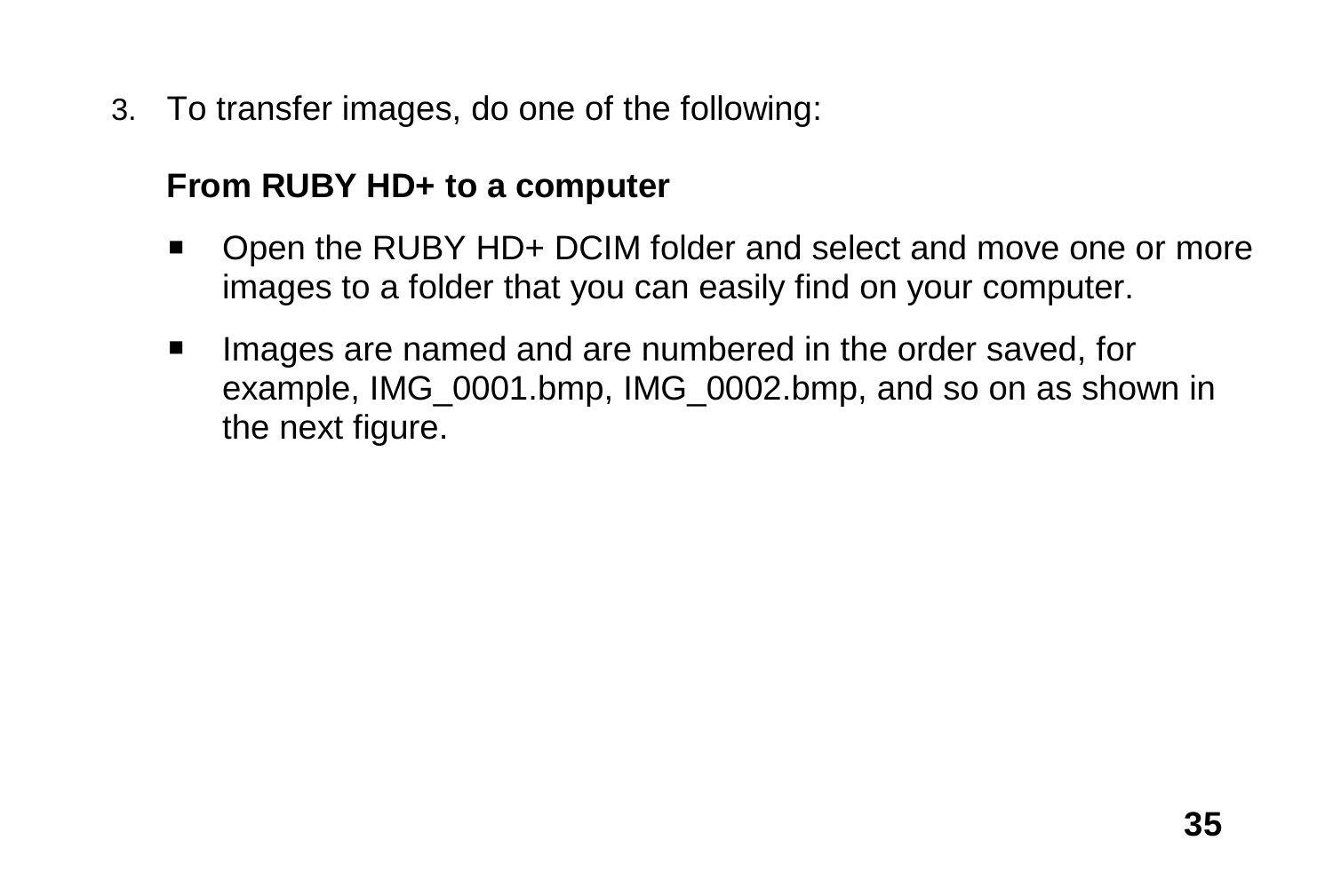3. To transfer images, do one of the following:

   **From RUBY HD+ to a computer**

   - Open the RUBY HD+ DCIM folder and select and move one or more images to a folder that you can easily find on your computer.
   - Images are named and are numbered in the order saved, for example, IMG_0001.bmp, IMG_0002.bmp, and so on as shown in the next figure.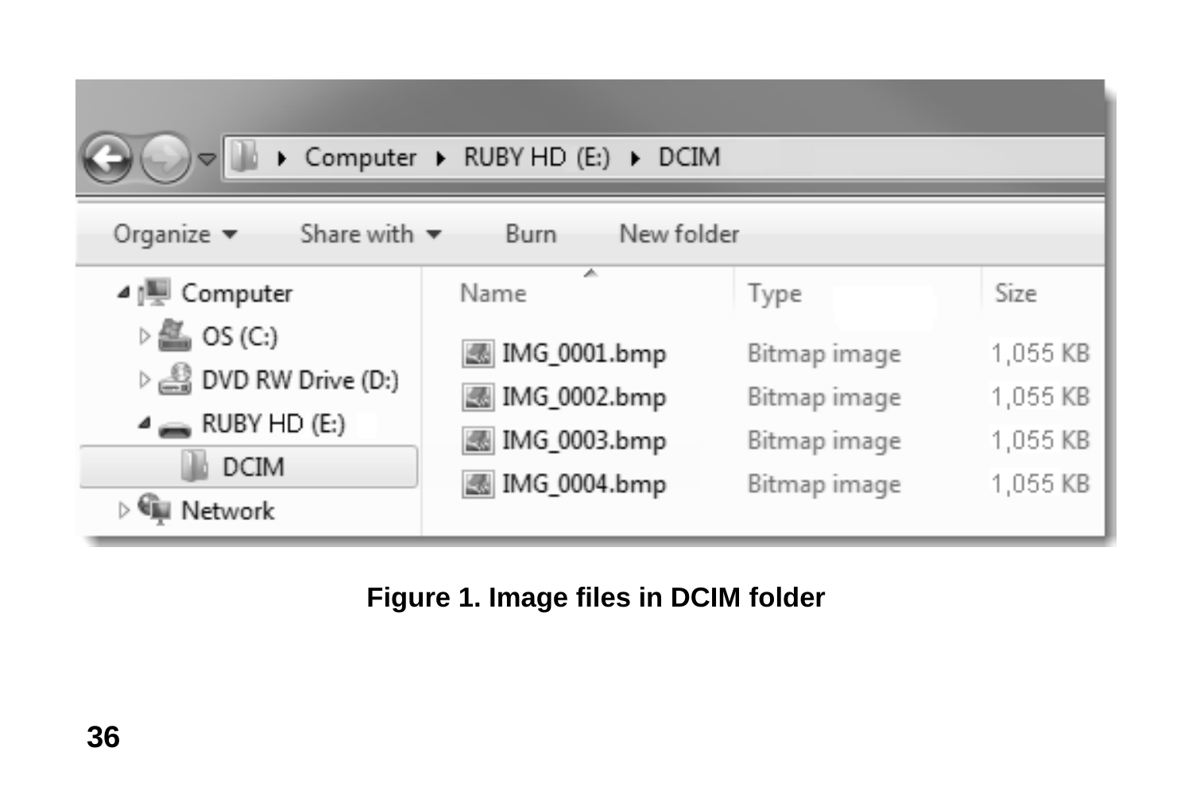**Figure 1. Image files in DCIM folder**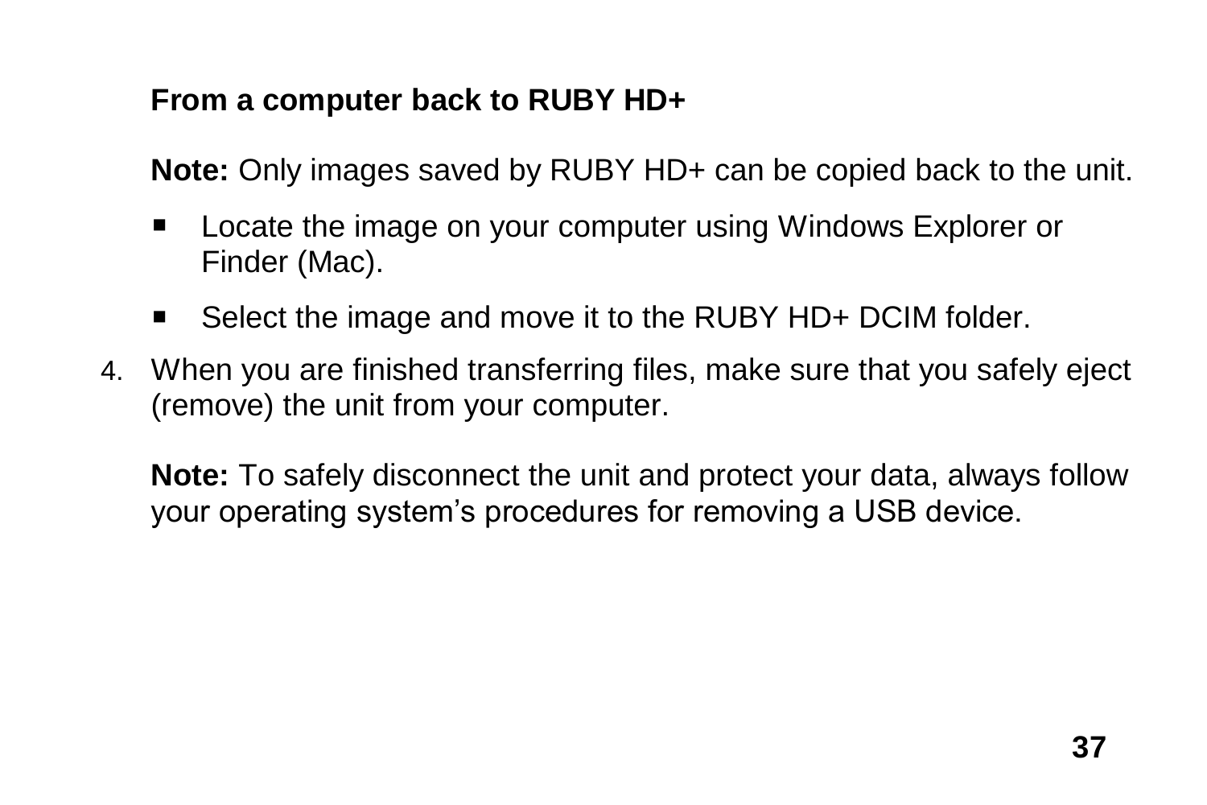**From a computer back to RUBY HD+**

**Note:** Only images saved by RUBY HD+ can be copied back to the unit.

- Locate the image on your computer using Windows Explorer or Finder (Mac).
- Select the image and move it to the RUBY HD+ DCIM folder.

4. When you are finished transferring files, make sure that you safely eject (remove) the unit from your computer.

   **Note:** To safely disconnect the unit and protect your data, always follow your operating system's procedures for removing a USB device.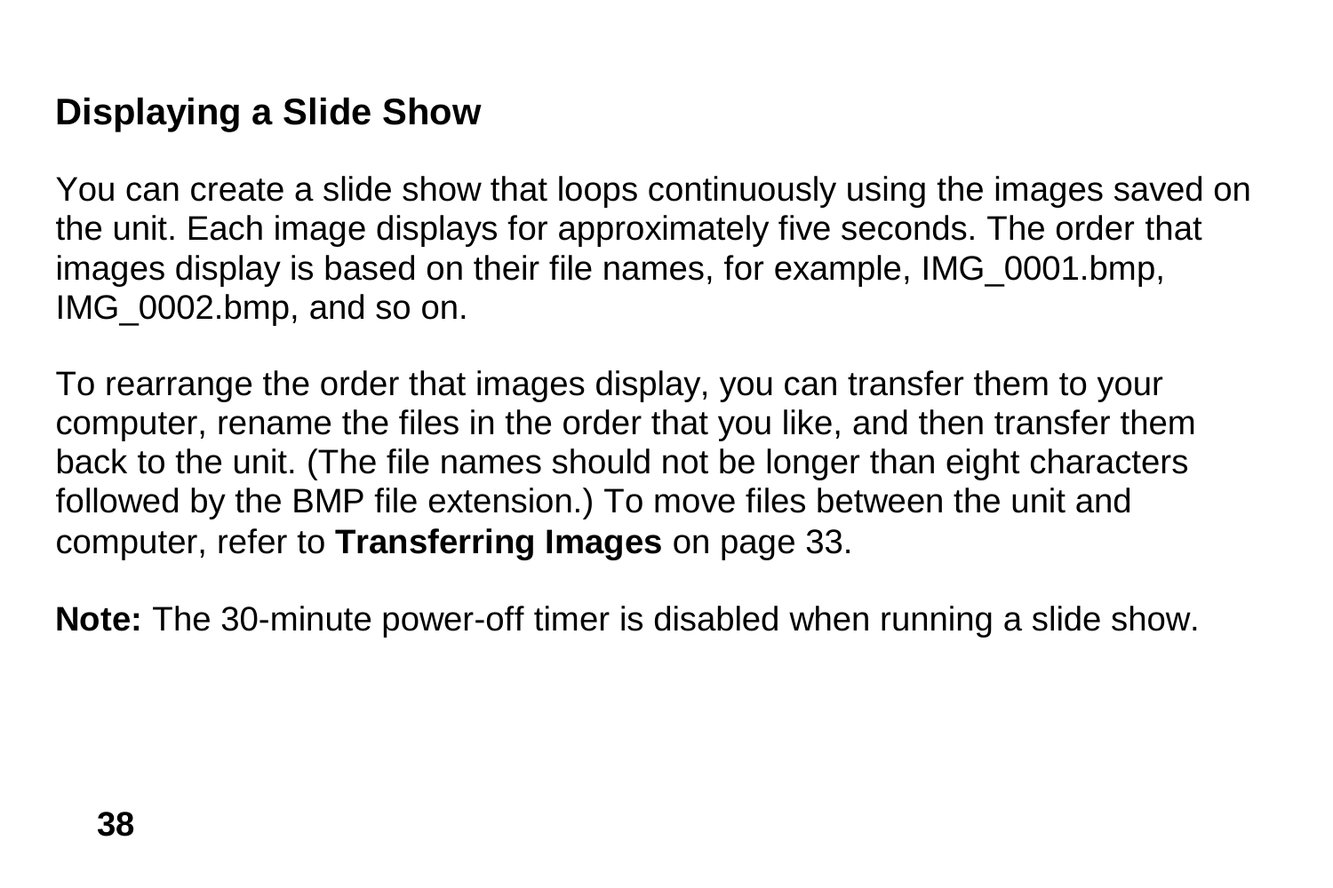## Displaying a Slide Show

You can create a slide show that loops continuously using the images saved on the unit. Each image displays for approximately five seconds. The order that images display is based on their file names, for example, IMG_0001.bmp, IMG_0002.bmp, and so on.

To rearrange the order that images display, you can transfer them to your computer, rename the files in the order that you like, and then transfer them back to the unit. (The file names should not be longer than eight characters followed by the BMP file extension.) To move files between the unit and computer, refer to **Transferring Images** on page 33.

**Note:** The 30-minute power-off timer is disabled when running a slide show.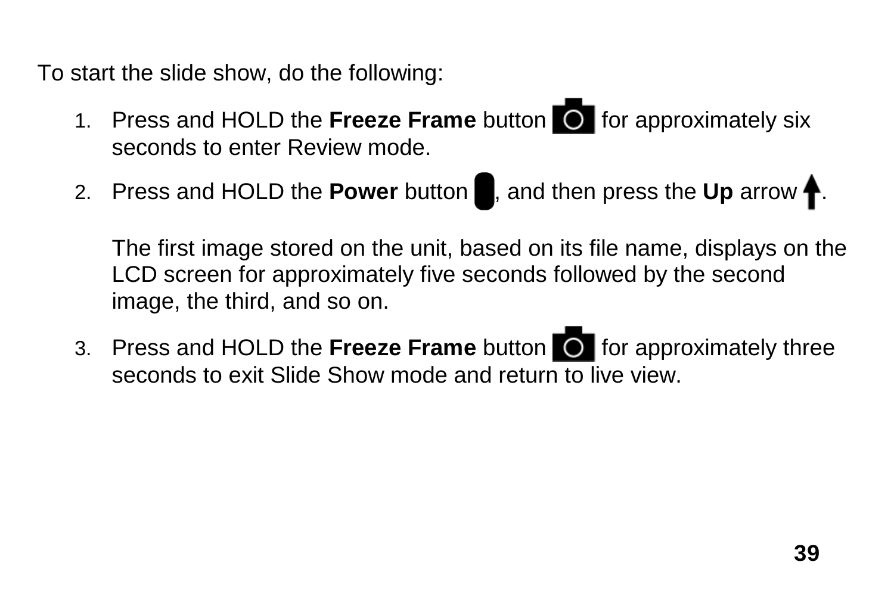To start the slide show, do the following:

1. Press and HOLD the **Freeze Frame** button for approximately six seconds to enter Review mode.
2. Press and HOLD the **Power** button, and then press the **Up** arrow.

   The first image stored on the unit, based on its file name, displays on the LCD screen for approximately five seconds followed by the second image, the third, and so on.

3. Press and HOLD the **Freeze Frame** button for approximately three seconds to exit Slide Show mode and return to live view.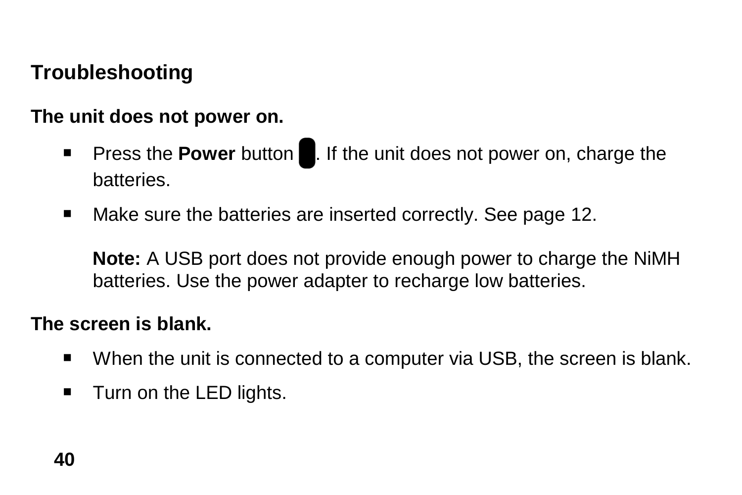## Troubleshooting

### The unit does not power on.

- Press the **Power** button . If the unit does not power on, charge the batteries.
- Make sure the batteries are inserted correctly. See page 12.

  **Note:** A USB port does not provide enough power to charge the NiMH batteries. Use the power adapter to recharge low batteries.

### The screen is blank.

- When the unit is connected to a computer via USB, the screen is blank.
- Turn on the LED lights.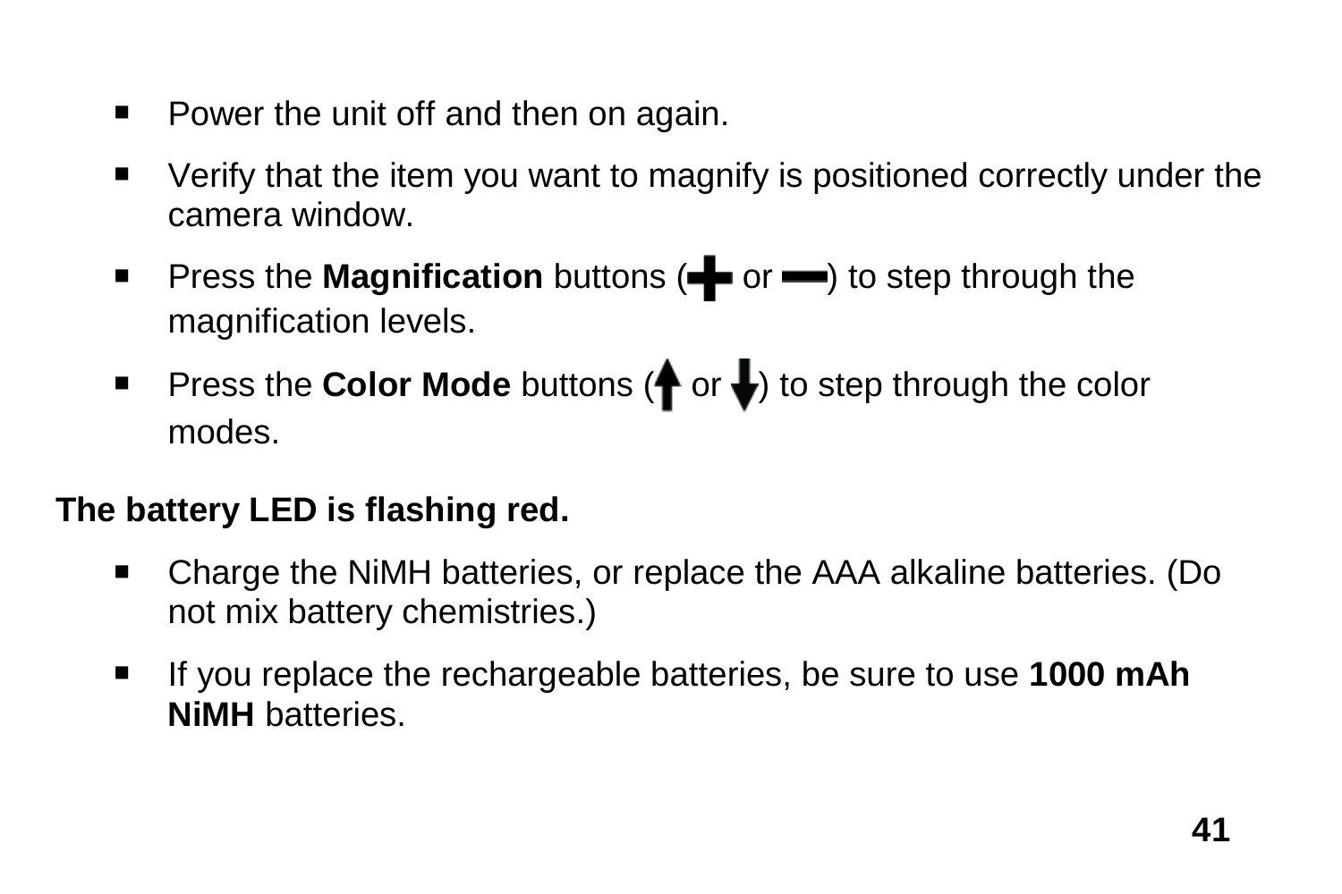- Power the unit off and then on again.
- Verify that the item you want to magnify is positioned correctly under the camera window.
- Press the **Magnification** buttons (+ or −) to step through the magnification levels.
- Press the **Color Mode** buttons (↑ or ↓) to step through the color modes.

**The battery LED is flashing red.**

- Charge the NiMH batteries, or replace the AAA alkaline batteries. (Do not mix battery chemistries.)
- If you replace the rechargeable batteries, be sure to use **1000 mAh NiMH** batteries.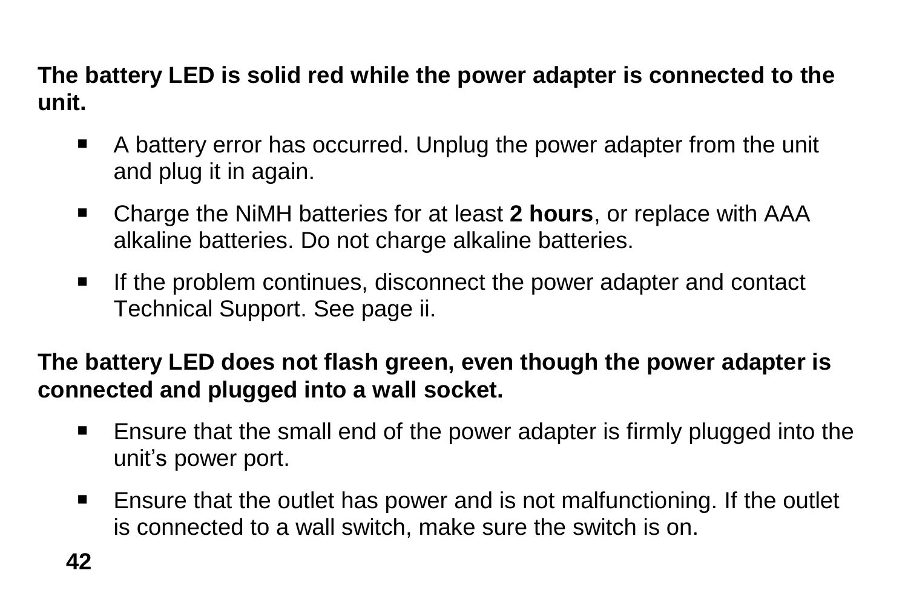**The battery LED is solid red while the power adapter is connected to the unit.**

- A battery error has occurred. Unplug the power adapter from the unit and plug it in again.
- Charge the NiMH batteries for at least **2 hours**, or replace with AAA alkaline batteries. Do not charge alkaline batteries.
- If the problem continues, disconnect the power adapter and contact Technical Support. See page ii.

**The battery LED does not flash green, even though the power adapter is connected and plugged into a wall socket.**

- Ensure that the small end of the power adapter is firmly plugged into the unit's power port.
- Ensure that the outlet has power and is not malfunctioning. If the outlet is connected to a wall switch, make sure the switch is on.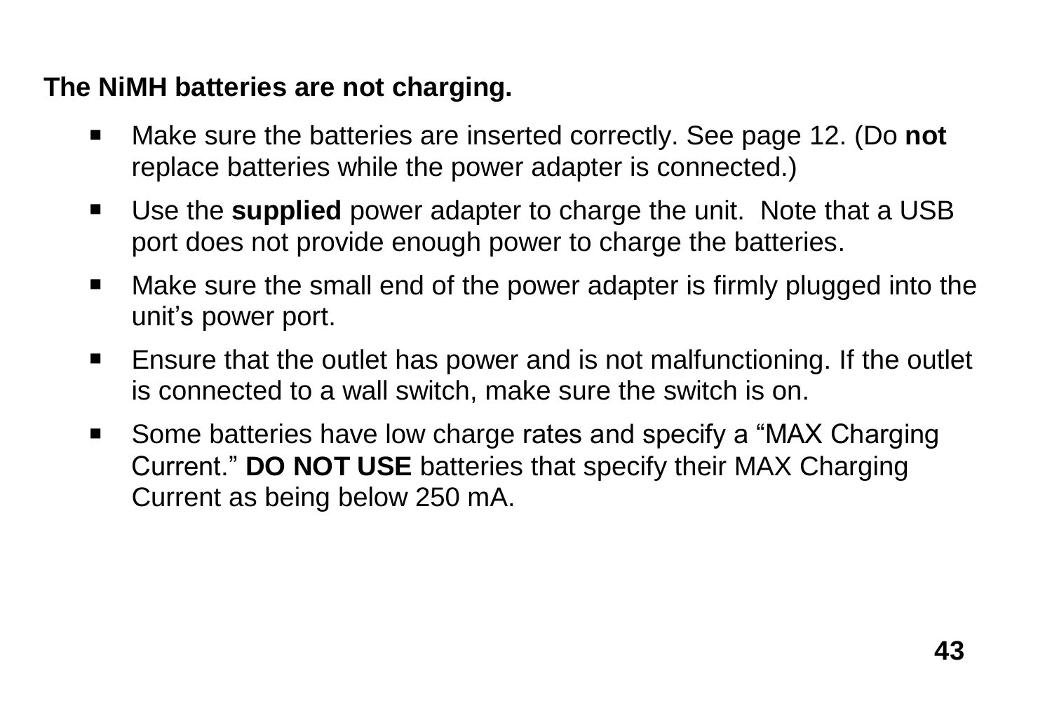**The NiMH batteries are not charging.**

- Make sure the batteries are inserted correctly. See page 12. (Do **not** replace batteries while the power adapter is connected.)
- Use the **supplied** power adapter to charge the unit. Note that a USB port does not provide enough power to charge the batteries.
- Make sure the small end of the power adapter is firmly plugged into the unit's power port.
- Ensure that the outlet has power and is not malfunctioning. If the outlet is connected to a wall switch, make sure the switch is on.
- Some batteries have low charge rates and specify a "MAX Charging Current." **DO NOT USE** batteries that specify their MAX Charging Current as being below 250 mA.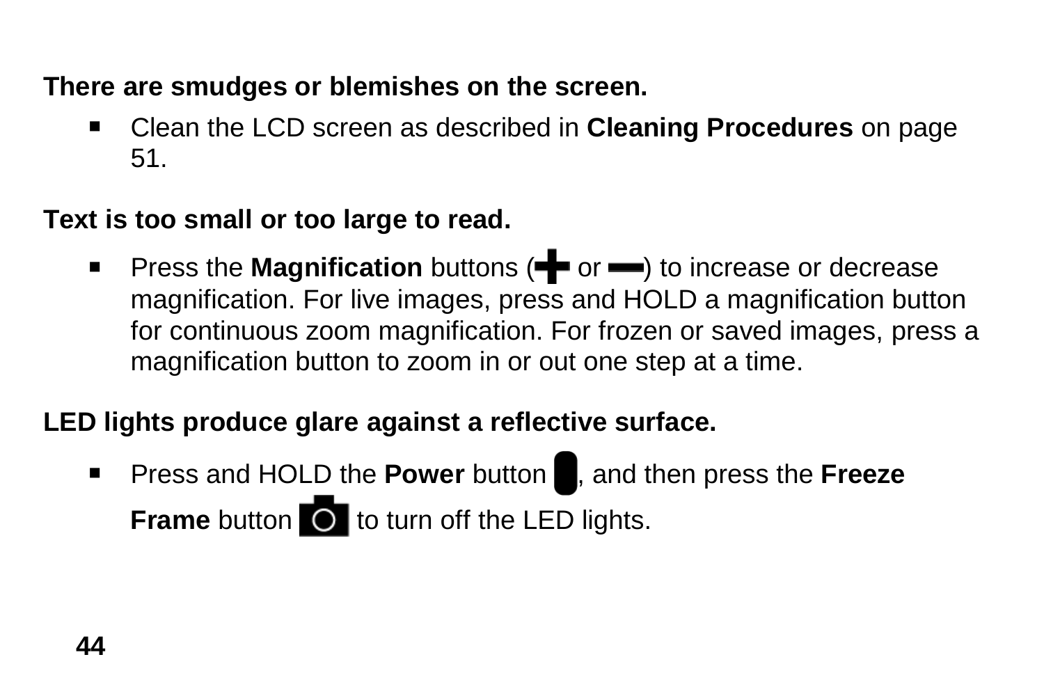**There are smudges or blemishes on the screen.**

- Clean the LCD screen as described in **Cleaning Procedures** on page 51.

**Text is too small or too large to read.**

- Press the **Magnification** buttons (+ or −) to increase or decrease magnification. For live images, press and HOLD a magnification button for continuous zoom magnification. For frozen or saved images, press a magnification button to zoom in or out one step at a time.

**LED lights produce glare against a reflective surface.**

- Press and HOLD the **Power** button, and then press the **Freeze Frame** button to turn off the LED lights.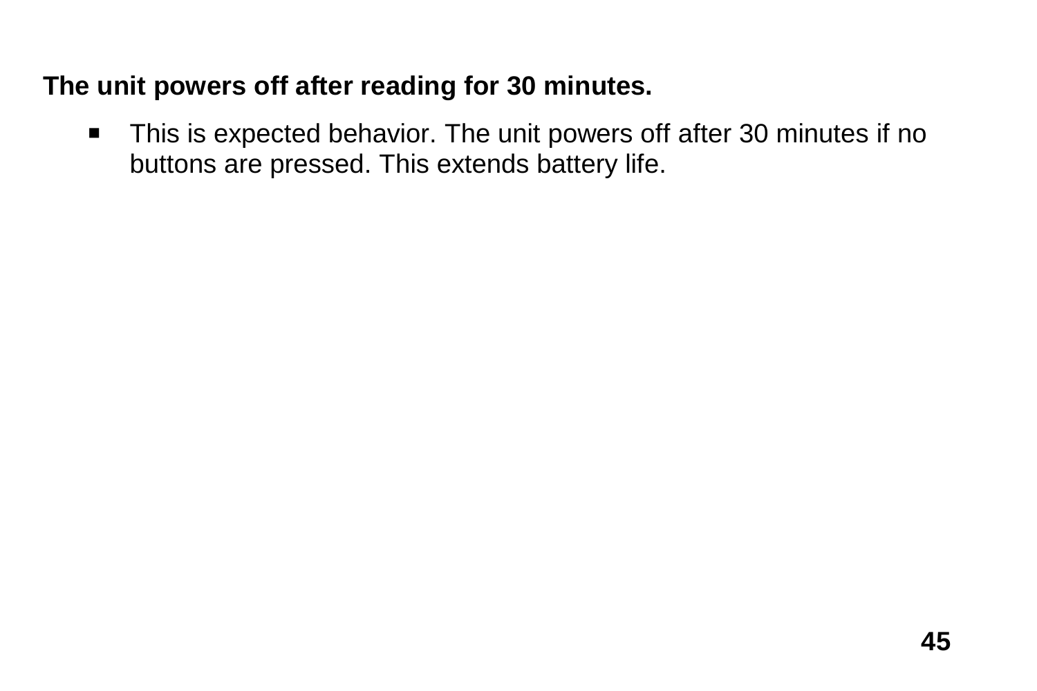**The unit powers off after reading for 30 minutes.**

- This is expected behavior. The unit powers off after 30 minutes if no buttons are pressed. This extends battery life.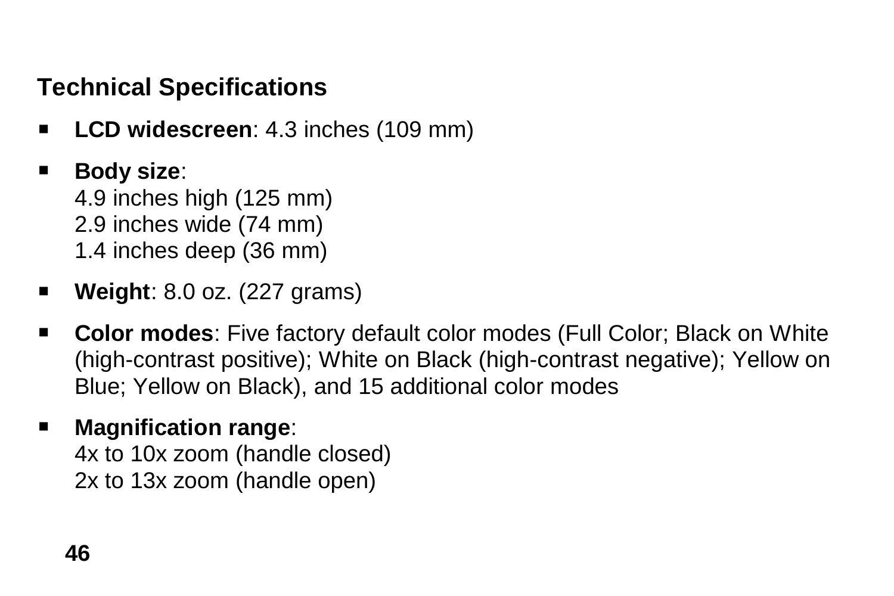## Technical Specifications

- **LCD widescreen**: 4.3 inches (109 mm)
- **Body size**:
  4.9 inches high (125 mm)
  2.9 inches wide (74 mm)
  1.4 inches deep (36 mm)
- **Weight**: 8.0 oz. (227 grams)
- **Color modes**: Five factory default color modes (Full Color; Black on White (high-contrast positive); White on Black (high-contrast negative); Yellow on Blue; Yellow on Black), and 15 additional color modes
- **Magnification range**:
  4x to 10x zoom (handle closed)
  2x to 13x zoom (handle open)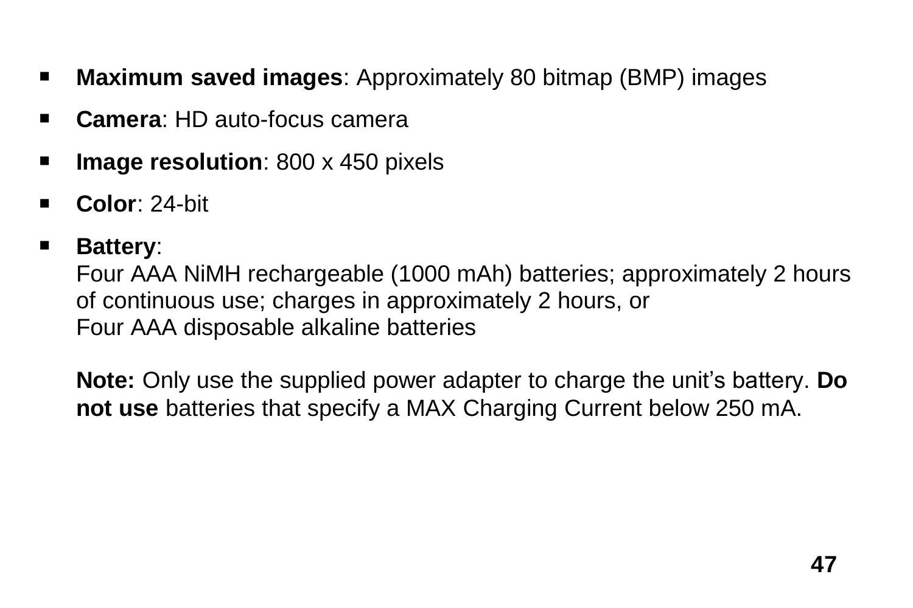- **Maximum saved images**: Approximately 80 bitmap (BMP) images
- **Camera**: HD auto-focus camera
- **Image resolution**: 800 x 450 pixels
- **Color**: 24-bit
- **Battery**:
  Four AAA NiMH rechargeable (1000 mAh) batteries; approximately 2 hours of continuous use; charges in approximately 2 hours, or
  Four AAA disposable alkaline batteries

  **Note:** Only use the supplied power adapter to charge the unit's battery. **Do not use** batteries that specify a MAX Charging Current below 250 mA.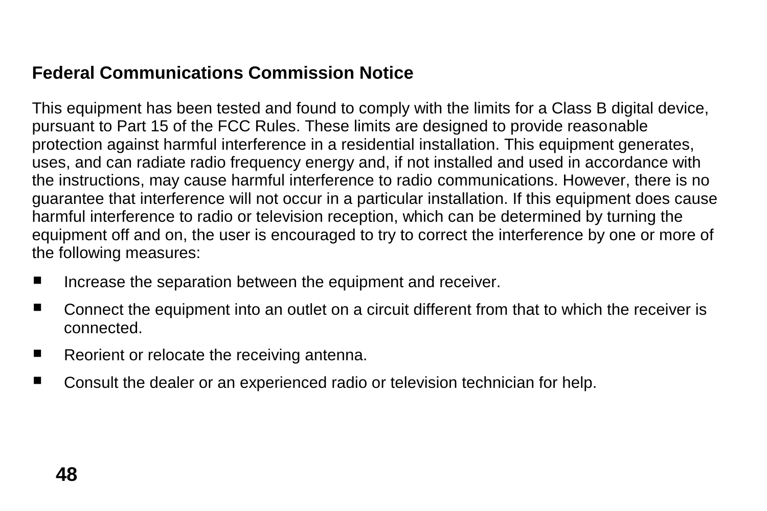## Federal Communications Commission Notice

This equipment has been tested and found to comply with the limits for a Class B digital device, pursuant to Part 15 of the FCC Rules. These limits are designed to provide reasonable protection against harmful interference in a residential installation. This equipment generates, uses, and can radiate radio frequency energy and, if not installed and used in accordance with the instructions, may cause harmful interference to radio communications. However, there is no guarantee that interference will not occur in a particular installation. If this equipment does cause harmful interference to radio or television reception, which can be determined by turning the equipment off and on, the user is encouraged to try to correct the interference by one or more of the following measures:

- Increase the separation between the equipment and receiver.
- Connect the equipment into an outlet on a circuit different from that to which the receiver is connected.
- Reorient or relocate the receiving antenna.
- Consult the dealer or an experienced radio or television technician for help.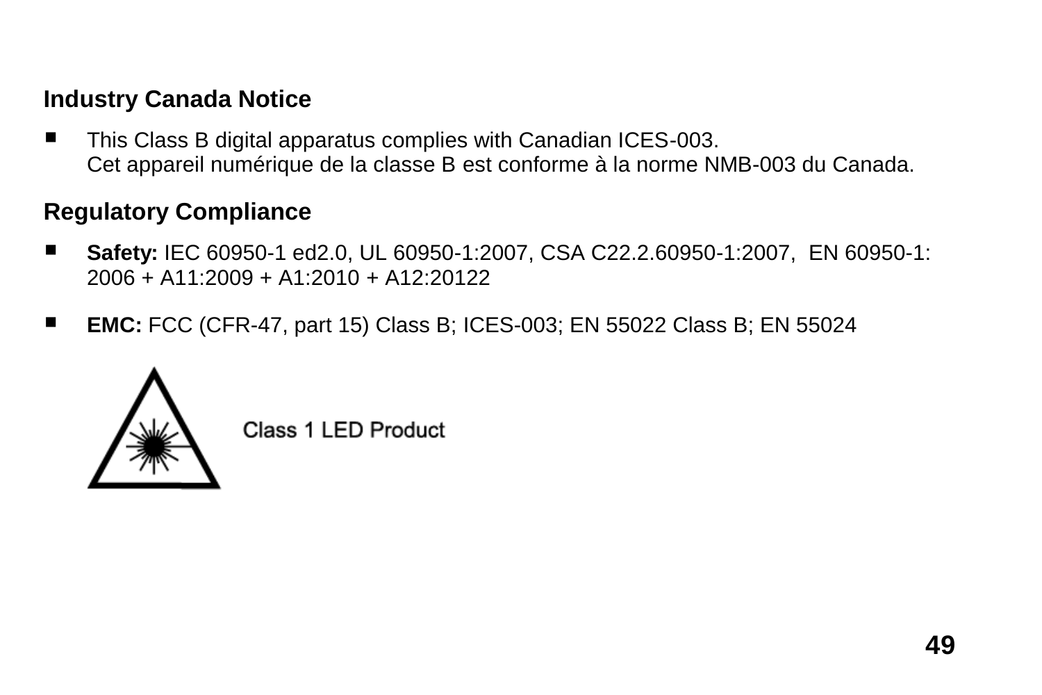## Industry Canada Notice

- This Class B digital apparatus complies with Canadian ICES-003.
  Cet appareil numérique de la classe B est conforme à la norme NMB-003 du Canada.

## Regulatory Compliance

- **Safety:** IEC 60950-1 ed2.0, UL 60950-1:2007, CSA C22.2.60950-1:2007, EN 60950-1: 2006 + A11:2009 + A1:2010 + A12:20122

- **EMC:** FCC (CFR-47, part 15) Class B; ICES-003; EN 55022 Class B; EN 55024

Class 1 LED Product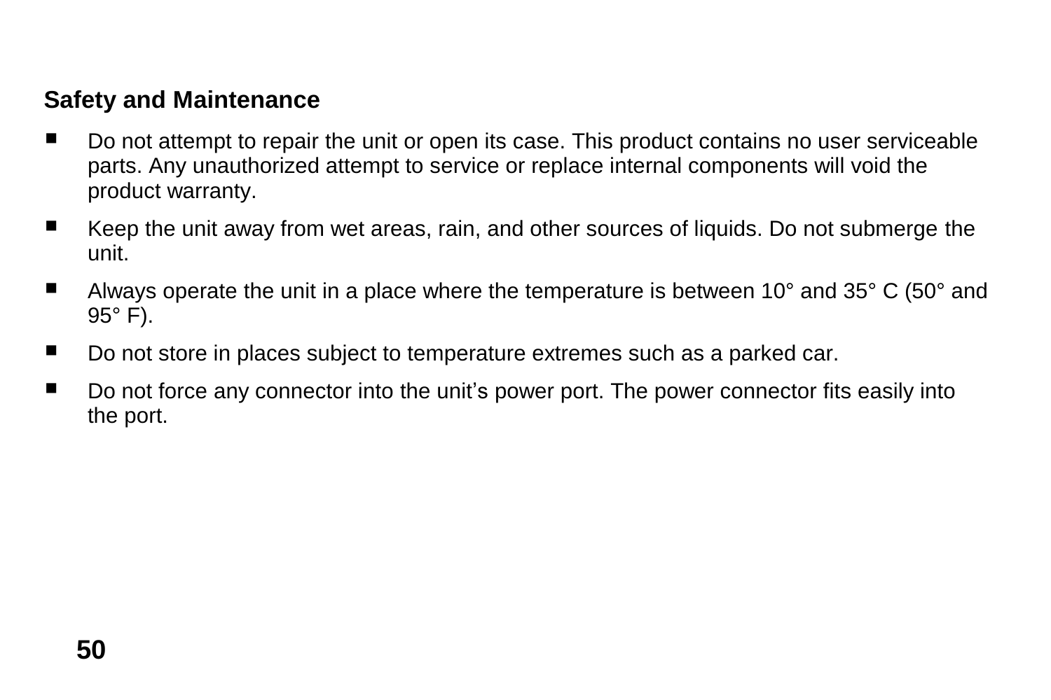**Safety and Maintenance**

- Do not attempt to repair the unit or open its case. This product contains no user serviceable parts. Any unauthorized attempt to service or replace internal components will void the product warranty.
- Keep the unit away from wet areas, rain, and other sources of liquids. Do not submerge the unit.
- Always operate the unit in a place where the temperature is between 10° and 35° C (50° and 95° F).
- Do not store in places subject to temperature extremes such as a parked car.
- Do not force any connector into the unit's power port. The power connector fits easily into the port.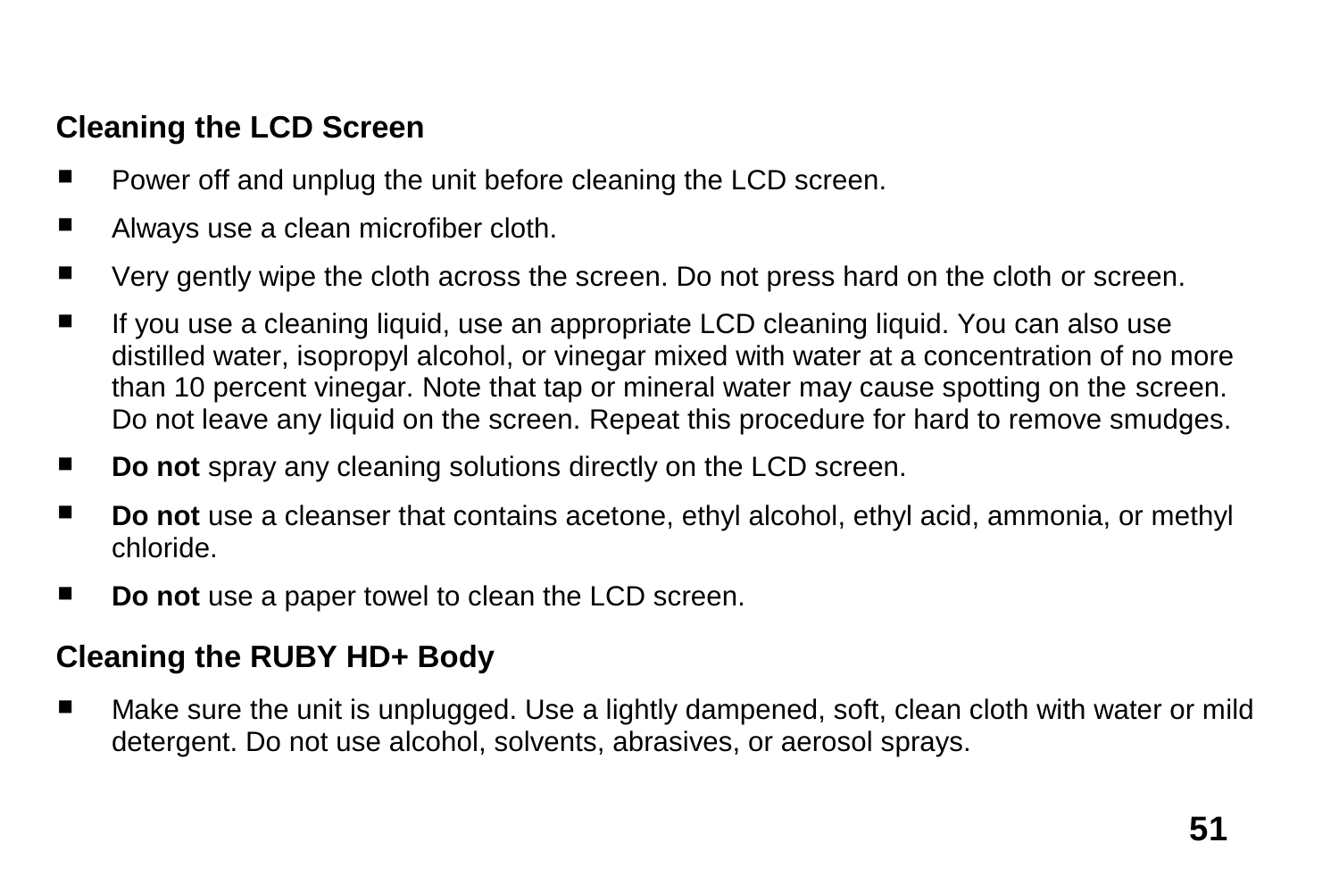### Cleaning the LCD Screen

- Power off and unplug the unit before cleaning the LCD screen.
- Always use a clean microfiber cloth.
- Very gently wipe the cloth across the screen. Do not press hard on the cloth or screen.
- If you use a cleaning liquid, use an appropriate LCD cleaning liquid. You can also use distilled water, isopropyl alcohol, or vinegar mixed with water at a concentration of no more than 10 percent vinegar. Note that tap or mineral water may cause spotting on the screen. Do not leave any liquid on the screen. Repeat this procedure for hard to remove smudges.
- **Do not** spray any cleaning solutions directly on the LCD screen.
- **Do not** use a cleanser that contains acetone, ethyl alcohol, ethyl acid, ammonia, or methyl chloride.
- **Do not** use a paper towel to clean the LCD screen.

### Cleaning the RUBY HD+ Body

- Make sure the unit is unplugged. Use a lightly dampened, soft, clean cloth with water or mild detergent. Do not use alcohol, solvents, abrasives, or aerosol sprays.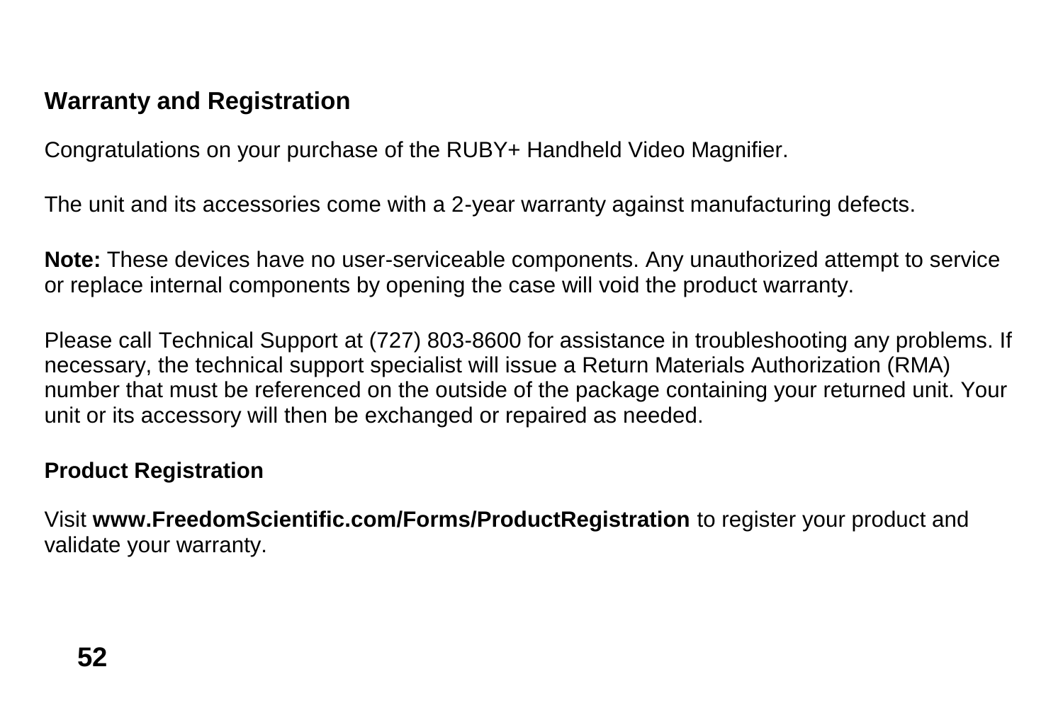## Warranty and Registration

Congratulations on your purchase of the RUBY+ Handheld Video Magnifier.

The unit and its accessories come with a 2-year warranty against manufacturing defects.

**Note:** These devices have no user-serviceable components. Any unauthorized attempt to service or replace internal components by opening the case will void the product warranty.

Please call Technical Support at (727) 803-8600 for assistance in troubleshooting any problems. If necessary, the technical support specialist will issue a Return Materials Authorization (RMA) number that must be referenced on the outside of the package containing your returned unit. Your unit or its accessory will then be exchanged or repaired as needed.

### Product Registration

Visit **www.FreedomScientific.com/Forms/ProductRegistration** to register your product and validate your warranty.